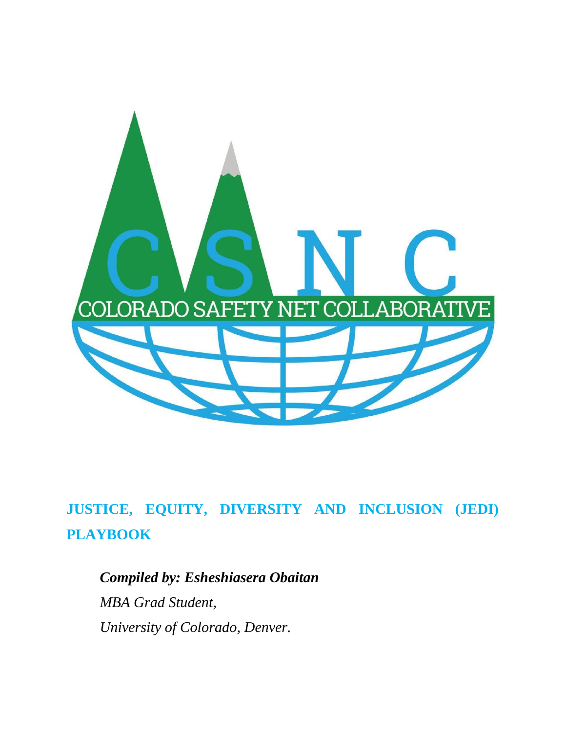# JUSTICE, EQUITY, DIVERSITY AND INCLUSION (JEDI) PLAYBOOK

***Compiled by: Esheshiasera Obaitan***

*MBA Grad Student,*

*University of Colorado, Denver.*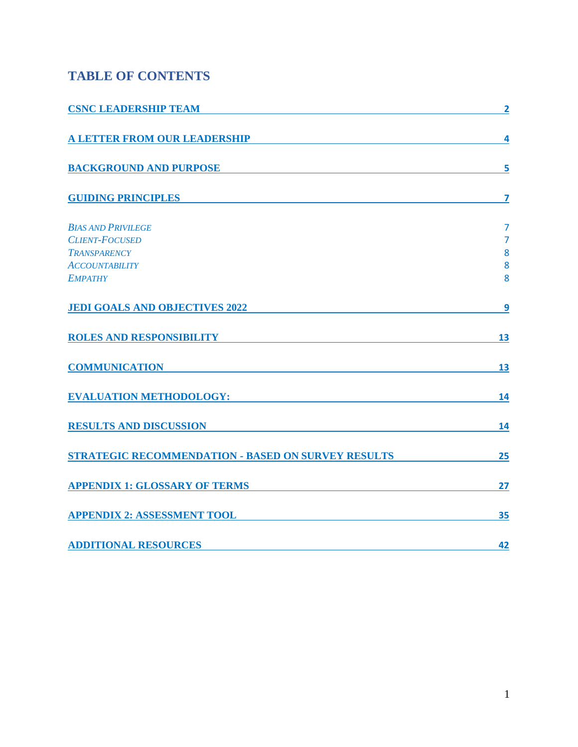# TABLE OF CONTENTS

| | |
|---|---|
| **CSNC LEADERSHIP TEAM** | **2** |
| **A LETTER FROM OUR LEADERSHIP** | **4** |
| **BACKGROUND AND PURPOSE** | **5** |
| **GUIDING PRINCIPLES** | **7** |
| *BIAS AND PRIVILEGE* | 7 |
| *CLIENT-FOCUSED* | 7 |
| *TRANSPARENCY* | 8 |
| *ACCOUNTABILITY* | 8 |
| *EMPATHY* | 8 |
| **JEDI GOALS AND OBJECTIVES 2022** | **9** |
| **ROLES AND RESPONSIBILITY** | **13** |
| **COMMUNICATION** | **13** |
| **EVALUATION METHODOLOGY:** | **14** |
| **RESULTS AND DISCUSSION** | **14** |
| **STRATEGIC RECOMMENDATION - BASED ON SURVEY RESULTS** | **25** |
| **APPENDIX 1: GLOSSARY OF TERMS** | **27** |
| **APPENDIX 2: ASSESSMENT TOOL** | **35** |
| **ADDITIONAL RESOURCES** | **42** |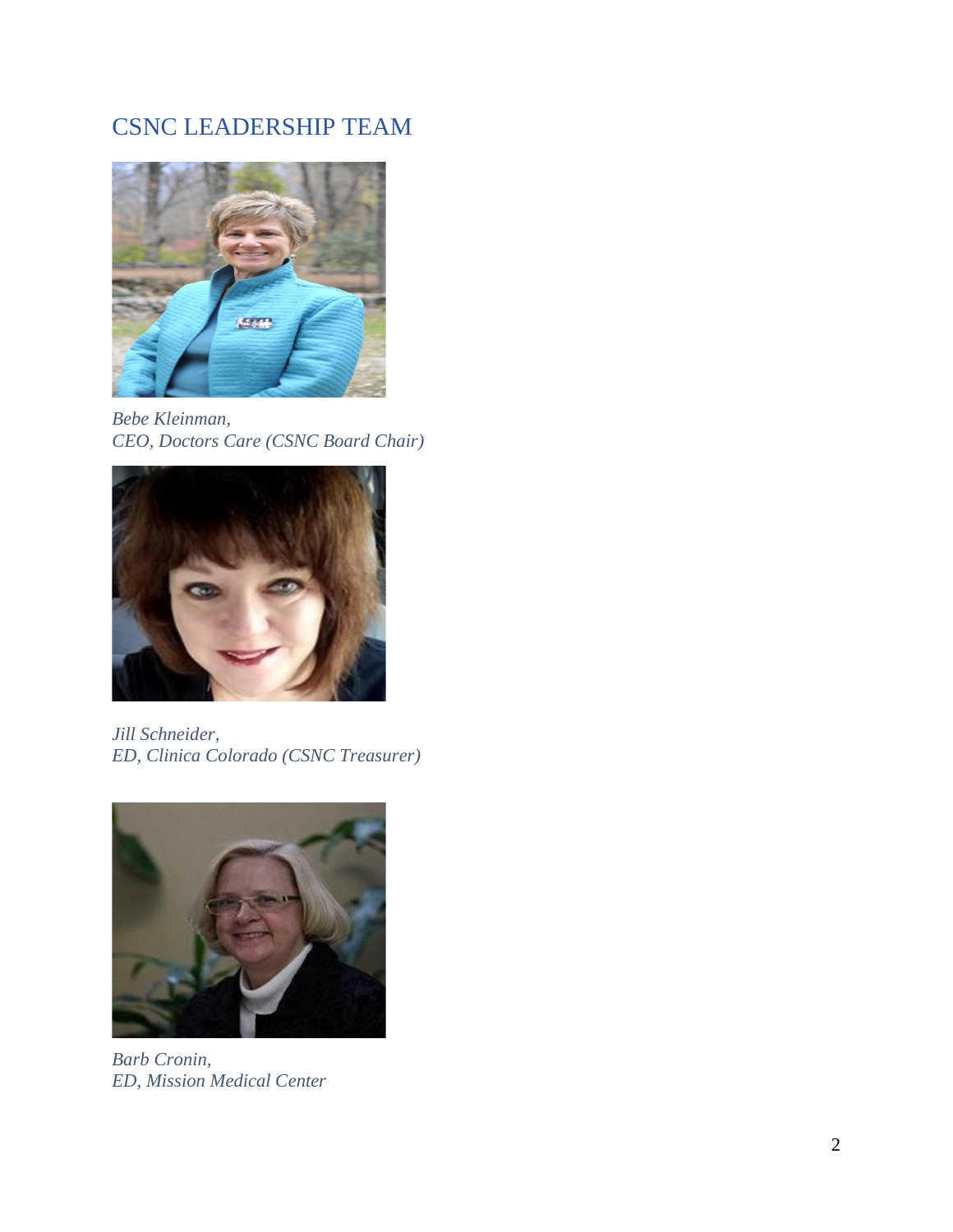## CSNC LEADERSHIP TEAM

*Bebe Kleinman,*
*CEO, Doctors Care (CSNC Board Chair)*

*Jill Schneider,*
*ED, Clinica Colorado (CSNC Treasurer)*

*Barb Cronin,*
*ED, Mission Medical Center*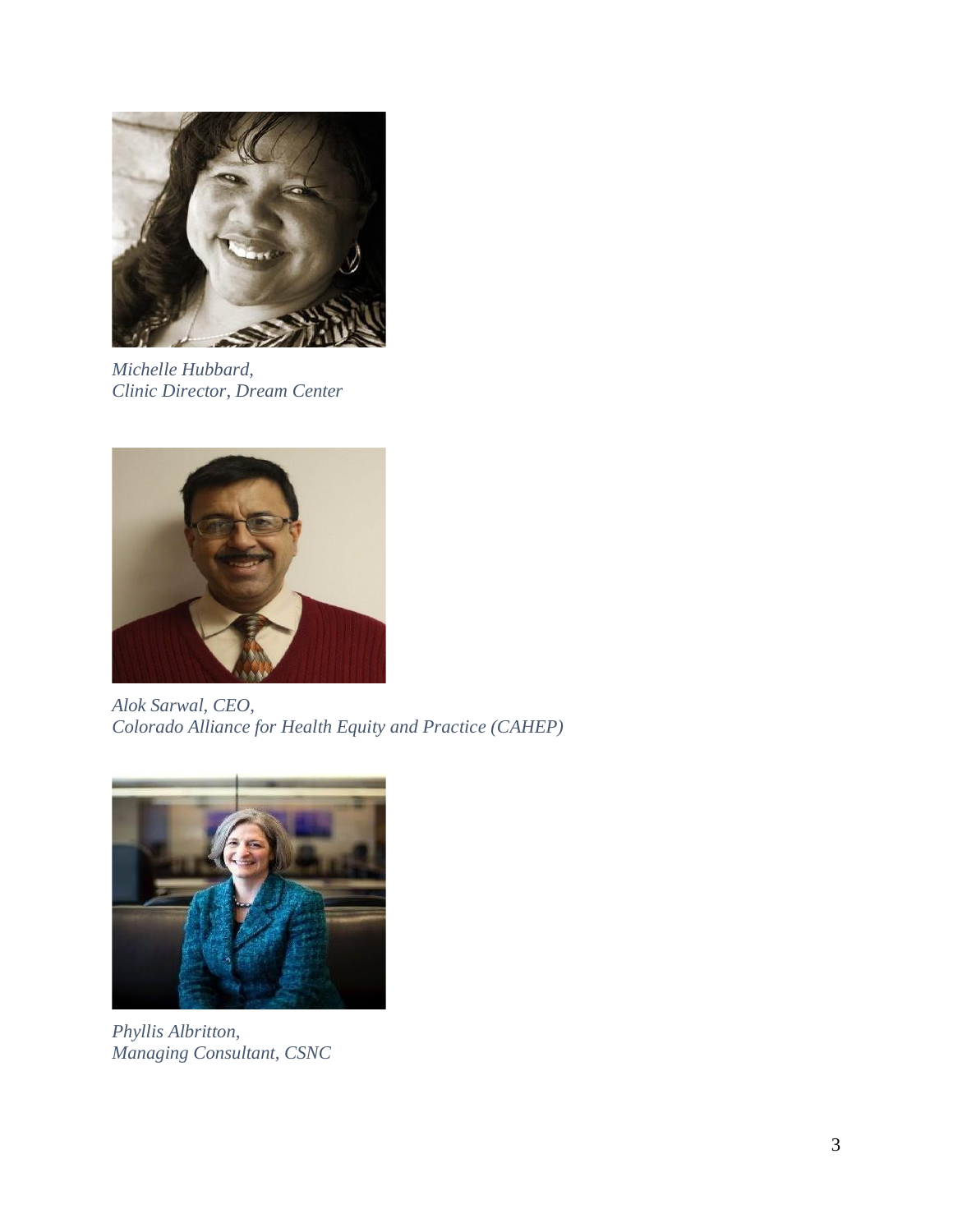*Michelle Hubbard,*
*Clinic Director, Dream Center*

*Alok Sarwal, CEO,*
*Colorado Alliance for Health Equity and Practice (CAHEP)*

*Phyllis Albritton,*
*Managing Consultant, CSNC*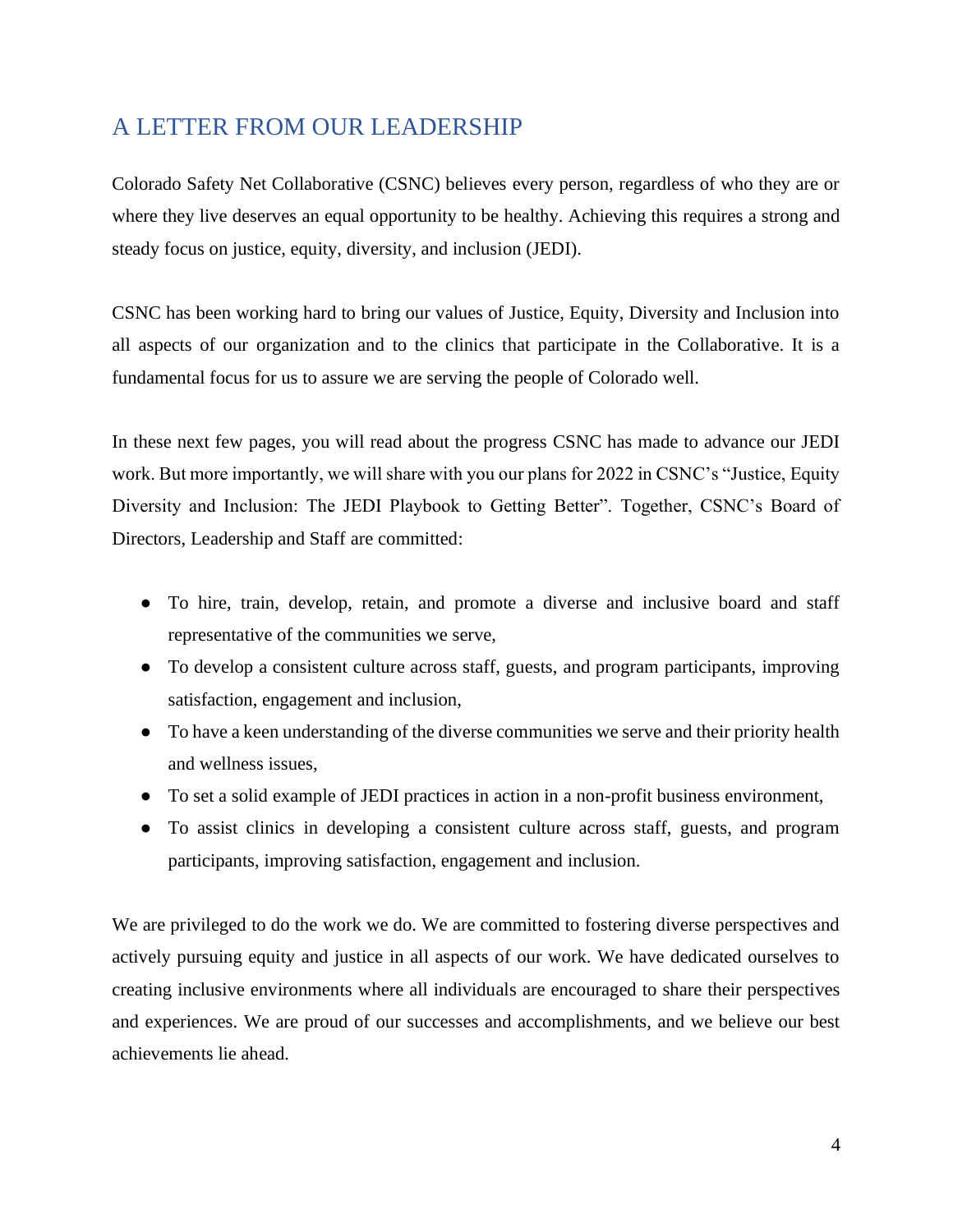## A LETTER FROM OUR LEADERSHIP

Colorado Safety Net Collaborative (CSNC) believes every person, regardless of who they are or where they live deserves an equal opportunity to be healthy. Achieving this requires a strong and steady focus on justice, equity, diversity, and inclusion (JEDI).

CSNC has been working hard to bring our values of Justice, Equity, Diversity and Inclusion into all aspects of our organization and to the clinics that participate in the Collaborative. It is a fundamental focus for us to assure we are serving the people of Colorado well.

In these next few pages, you will read about the progress CSNC has made to advance our JEDI work. But more importantly, we will share with you our plans for 2022 in CSNC's "Justice, Equity Diversity and Inclusion: The JEDI Playbook to Getting Better". Together, CSNC's Board of Directors, Leadership and Staff are committed:

- To hire, train, develop, retain, and promote a diverse and inclusive board and staff representative of the communities we serve,
- To develop a consistent culture across staff, guests, and program participants, improving satisfaction, engagement and inclusion,
- To have a keen understanding of the diverse communities we serve and their priority health and wellness issues,
- To set a solid example of JEDI practices in action in a non-profit business environment,
- To assist clinics in developing a consistent culture across staff, guests, and program participants, improving satisfaction, engagement and inclusion.

We are privileged to do the work we do. We are committed to fostering diverse perspectives and actively pursuing equity and justice in all aspects of our work. We have dedicated ourselves to creating inclusive environments where all individuals are encouraged to share their perspectives and experiences. We are proud of our successes and accomplishments, and we believe our best achievements lie ahead.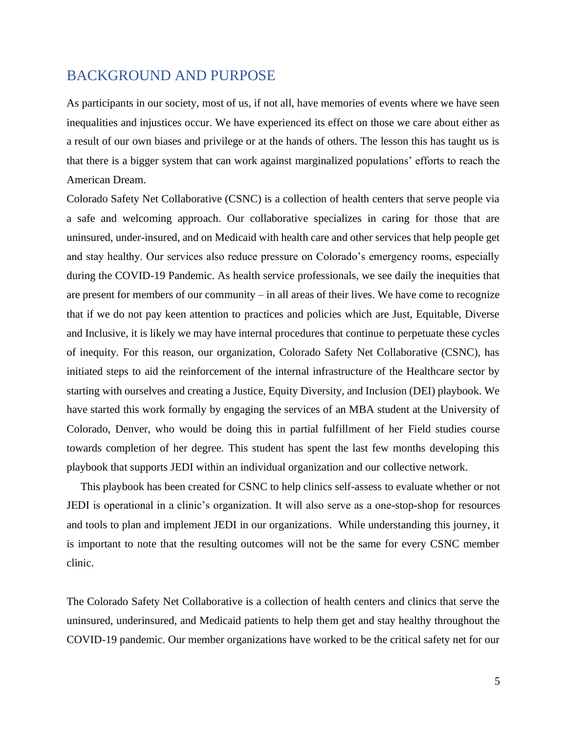## BACKGROUND AND PURPOSE

As participants in our society, most of us, if not all, have memories of events where we have seen inequalities and injustices occur. We have experienced its effect on those we care about either as a result of our own biases and privilege or at the hands of others. The lesson this has taught us is that there is a bigger system that can work against marginalized populations' efforts to reach the American Dream.

Colorado Safety Net Collaborative (CSNC) is a collection of health centers that serve people via a safe and welcoming approach. Our collaborative specializes in caring for those that are uninsured, under-insured, and on Medicaid with health care and other services that help people get and stay healthy. Our services also reduce pressure on Colorado's emergency rooms, especially during the COVID-19 Pandemic. As health service professionals, we see daily the inequities that are present for members of our community – in all areas of their lives. We have come to recognize that if we do not pay keen attention to practices and policies which are Just, Equitable, Diverse and Inclusive, it is likely we may have internal procedures that continue to perpetuate these cycles of inequity. For this reason, our organization, Colorado Safety Net Collaborative (CSNC), has initiated steps to aid the reinforcement of the internal infrastructure of the Healthcare sector by starting with ourselves and creating a Justice, Equity Diversity, and Inclusion (DEI) playbook. We have started this work formally by engaging the services of an MBA student at the University of Colorado, Denver, who would be doing this in partial fulfillment of her Field studies course towards completion of her degree. This student has spent the last few months developing this playbook that supports JEDI within an individual organization and our collective network.

This playbook has been created for CSNC to help clinics self-assess to evaluate whether or not JEDI is operational in a clinic's organization. It will also serve as a one-stop-shop for resources and tools to plan and implement JEDI in our organizations. While understanding this journey, it is important to note that the resulting outcomes will not be the same for every CSNC member clinic.

The Colorado Safety Net Collaborative is a collection of health centers and clinics that serve the uninsured, underinsured, and Medicaid patients to help them get and stay healthy throughout the COVID-19 pandemic. Our member organizations have worked to be the critical safety net for our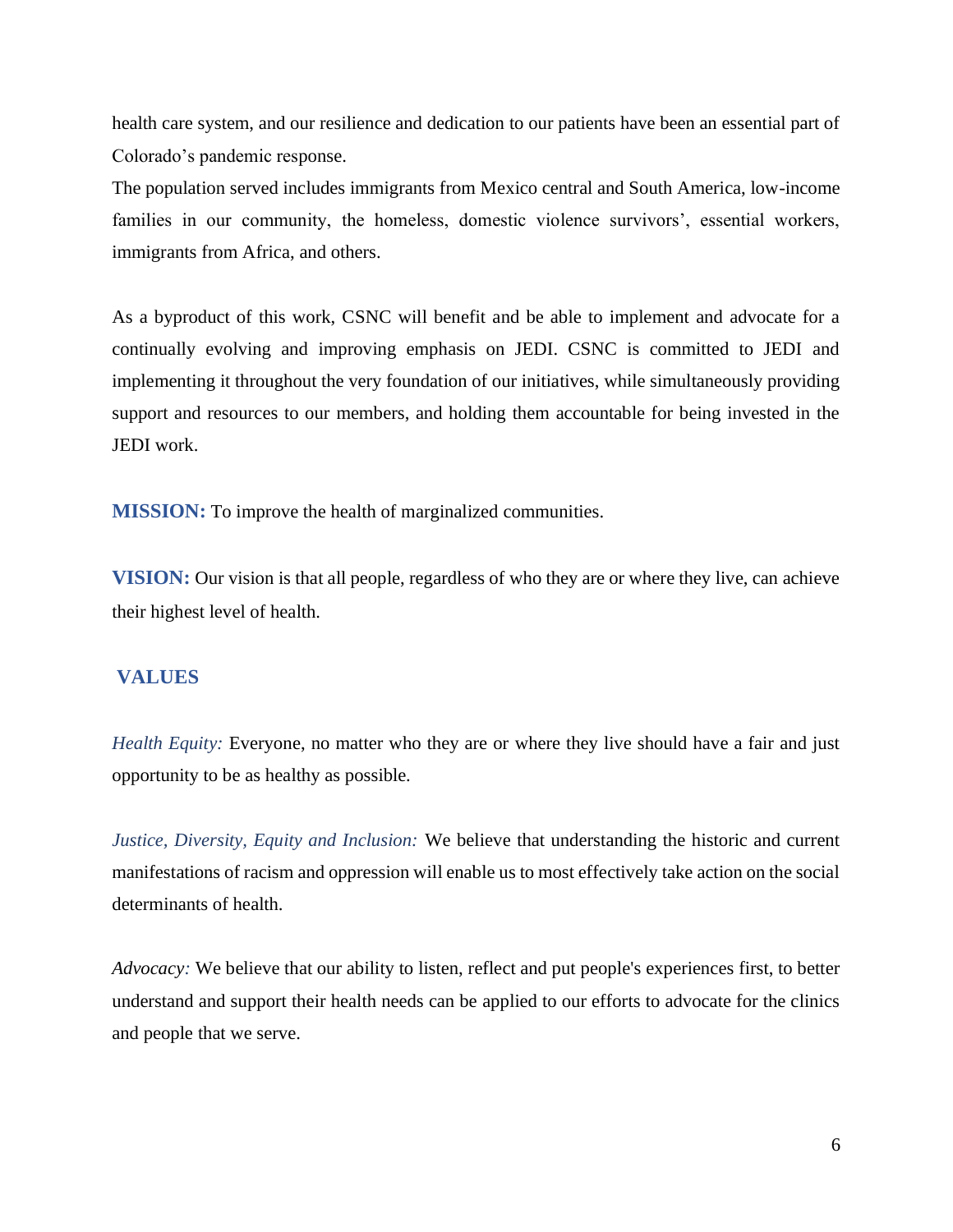health care system, and our resilience and dedication to our patients have been an essential part of Colorado's pandemic response.

The population served includes immigrants from Mexico central and South America, low-income families in our community, the homeless, domestic violence survivors', essential workers, immigrants from Africa, and others.

As a byproduct of this work, CSNC will benefit and be able to implement and advocate for a continually evolving and improving emphasis on JEDI. CSNC is committed to JEDI and implementing it throughout the very foundation of our initiatives, while simultaneously providing support and resources to our members, and holding them accountable for being invested in the JEDI work.

**MISSION:** To improve the health of marginalized communities.

**VISION:** Our vision is that all people, regardless of who they are or where they live, can achieve their highest level of health.

## VALUES

*Health Equity:* Everyone, no matter who they are or where they live should have a fair and just opportunity to be as healthy as possible.

*Justice, Diversity, Equity and Inclusion:* We believe that understanding the historic and current manifestations of racism and oppression will enable us to most effectively take action on the social determinants of health.

*Advocacy:* We believe that our ability to listen, reflect and put people's experiences first, to better understand and support their health needs can be applied to our efforts to advocate for the clinics and people that we serve.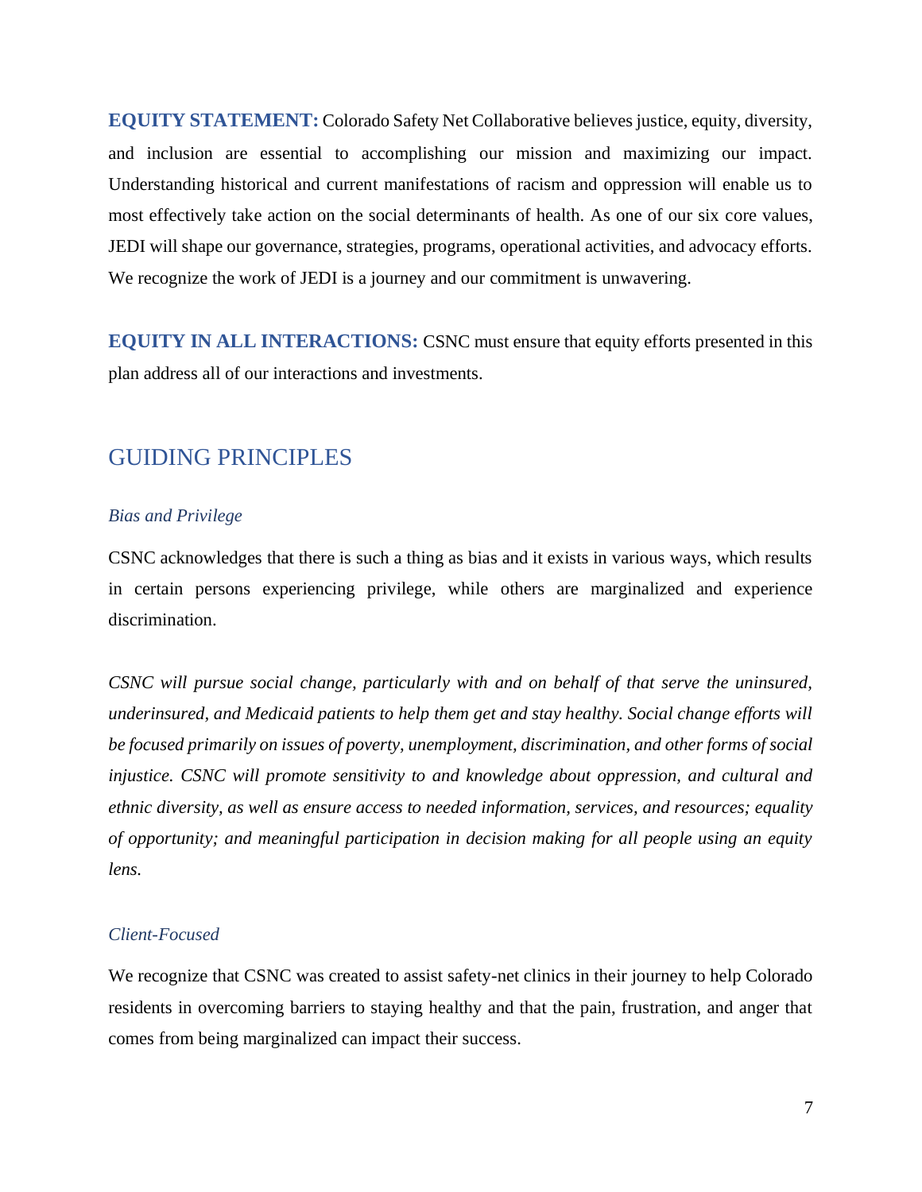**EQUITY STATEMENT:** Colorado Safety Net Collaborative believes justice, equity, diversity, and inclusion are essential to accomplishing our mission and maximizing our impact. Understanding historical and current manifestations of racism and oppression will enable us to most effectively take action on the social determinants of health. As one of our six core values, JEDI will shape our governance, strategies, programs, operational activities, and advocacy efforts. We recognize the work of JEDI is a journey and our commitment is unwavering.

**EQUITY IN ALL INTERACTIONS:** CSNC must ensure that equity efforts presented in this plan address all of our interactions and investments.

## GUIDING PRINCIPLES

### *Bias and Privilege*

CSNC acknowledges that there is such a thing as bias and it exists in various ways, which results in certain persons experiencing privilege, while others are marginalized and experience discrimination.

*CSNC will pursue social change, particularly with and on behalf of that serve the uninsured, underinsured, and Medicaid patients to help them get and stay healthy. Social change efforts will be focused primarily on issues of poverty, unemployment, discrimination, and other forms of social injustice. CSNC will promote sensitivity to and knowledge about oppression, and cultural and ethnic diversity, as well as ensure access to needed information, services, and resources; equality of opportunity; and meaningful participation in decision making for all people using an equity lens.*

### *Client-Focused*

We recognize that CSNC was created to assist safety-net clinics in their journey to help Colorado residents in overcoming barriers to staying healthy and that the pain, frustration, and anger that comes from being marginalized can impact their success.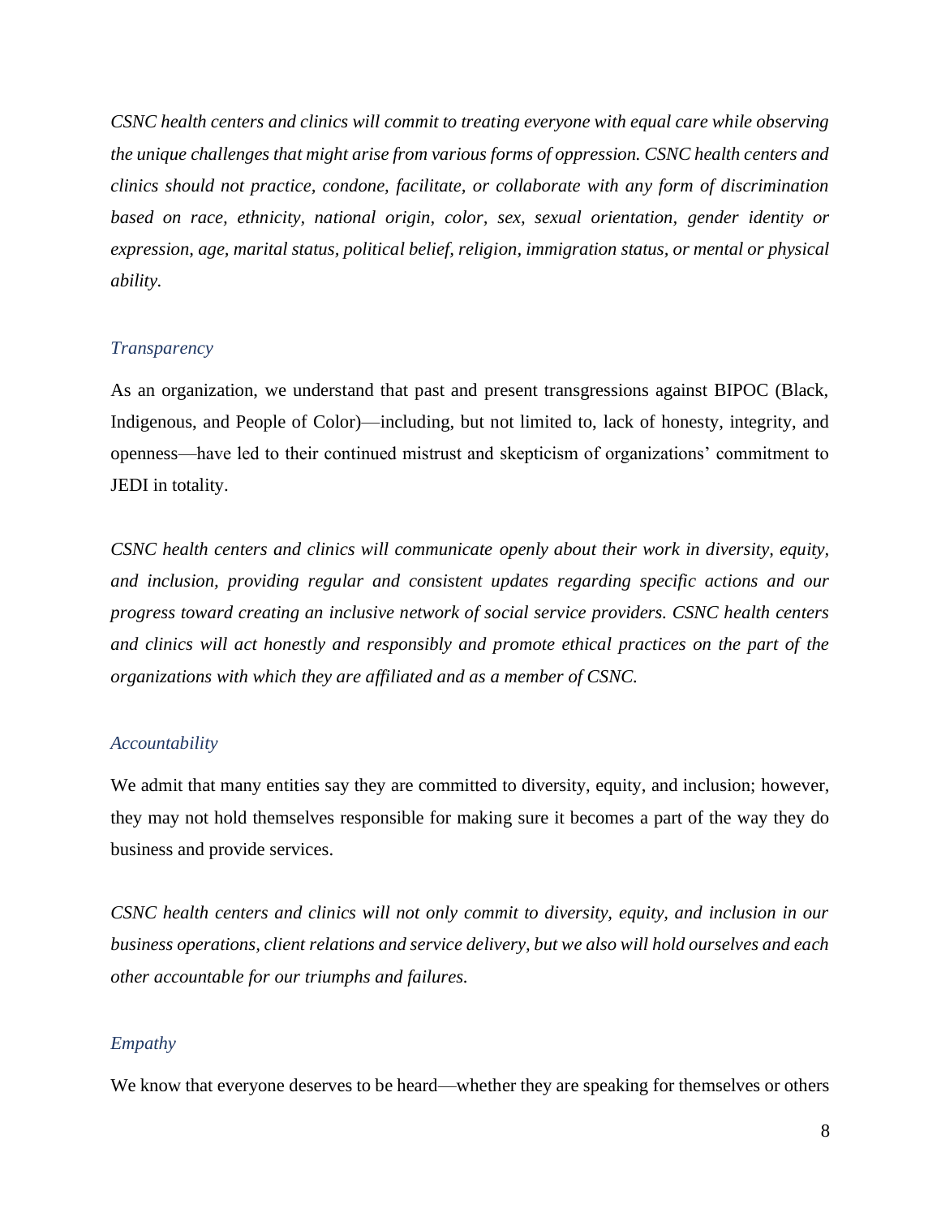*CSNC health centers and clinics will commit to treating everyone with equal care while observing the unique challenges that might arise from various forms of oppression. CSNC health centers and clinics should not practice, condone, facilitate, or collaborate with any form of discrimination based on race, ethnicity, national origin, color, sex, sexual orientation, gender identity or expression, age, marital status, political belief, religion, immigration status, or mental or physical ability.*

### *Transparency*

As an organization, we understand that past and present transgressions against BIPOC (Black, Indigenous, and People of Color)—including, but not limited to, lack of honesty, integrity, and openness—have led to their continued mistrust and skepticism of organizations' commitment to JEDI in totality.

*CSNC health centers and clinics will communicate openly about their work in diversity, equity, and inclusion, providing regular and consistent updates regarding specific actions and our progress toward creating an inclusive network of social service providers. CSNC health centers and clinics will act honestly and responsibly and promote ethical practices on the part of the organizations with which they are affiliated and as a member of CSNC.*

### *Accountability*

We admit that many entities say they are committed to diversity, equity, and inclusion; however, they may not hold themselves responsible for making sure it becomes a part of the way they do business and provide services.

*CSNC health centers and clinics will not only commit to diversity, equity, and inclusion in our business operations, client relations and service delivery, but we also will hold ourselves and each other accountable for our triumphs and failures.*

### *Empathy*

We know that everyone deserves to be heard—whether they are speaking for themselves or others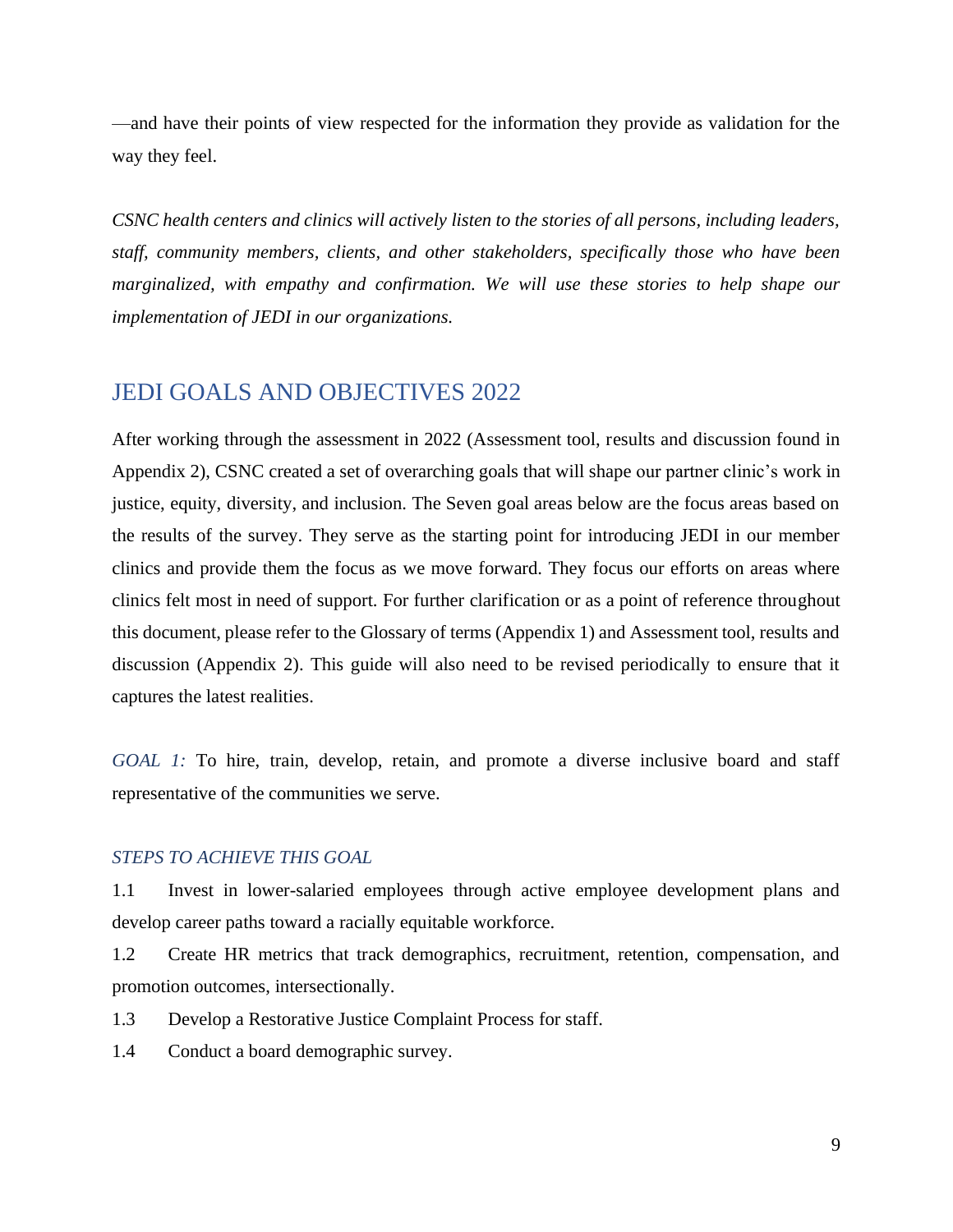—and have their points of view respected for the information they provide as validation for the way they feel.

*CSNC health centers and clinics will actively listen to the stories of all persons, including leaders, staff, community members, clients, and other stakeholders, specifically those who have been marginalized, with empathy and confirmation. We will use these stories to help shape our implementation of JEDI in our organizations.*

## JEDI GOALS AND OBJECTIVES 2022

After working through the assessment in 2022 (Assessment tool, results and discussion found in Appendix 2), CSNC created a set of overarching goals that will shape our partner clinic's work in justice, equity, diversity, and inclusion. The Seven goal areas below are the focus areas based on the results of the survey. They serve as the starting point for introducing JEDI in our member clinics and provide them the focus as we move forward. They focus our efforts on areas where clinics felt most in need of support. For further clarification or as a point of reference throughout this document, please refer to the Glossary of terms (Appendix 1) and Assessment tool, results and discussion (Appendix 2). This guide will also need to be revised periodically to ensure that it captures the latest realities.

*GOAL 1:* To hire, train, develop, retain, and promote a diverse inclusive board and staff representative of the communities we serve.

### *STEPS TO ACHIEVE THIS GOAL*

1.1 Invest in lower-salaried employees through active employee development plans and develop career paths toward a racially equitable workforce.

1.2 Create HR metrics that track demographics, recruitment, retention, compensation, and promotion outcomes, intersectionally.

1.3 Develop a Restorative Justice Complaint Process for staff.

1.4 Conduct a board demographic survey.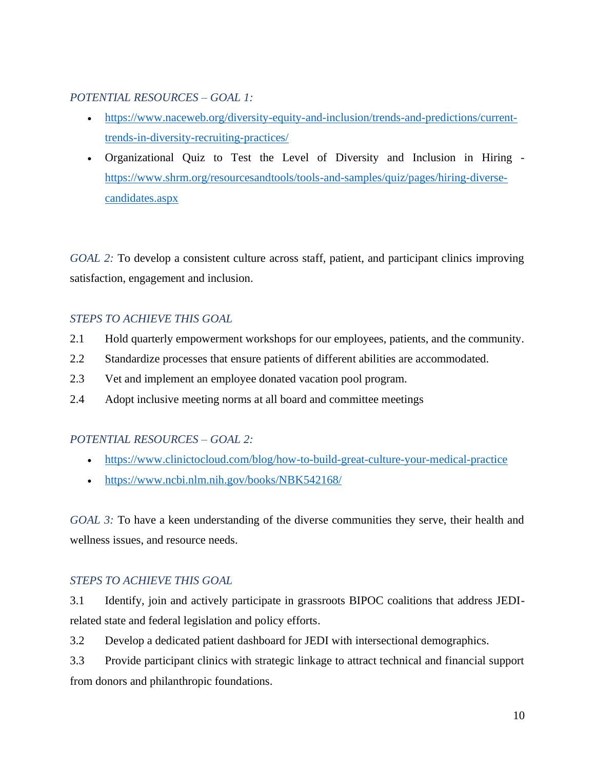*POTENTIAL RESOURCES – GOAL 1:*

- https://www.naceweb.org/diversity-equity-and-inclusion/trends-and-predictions/current-trends-in-diversity-recruiting-practices/
- Organizational Quiz to Test the Level of Diversity and Inclusion in Hiring - https://www.shrm.org/resourcesandtools/tools-and-samples/quiz/pages/hiring-diverse-candidates.aspx

*GOAL 2:* To develop a consistent culture across staff, patient, and participant clinics improving satisfaction, engagement and inclusion.

*STEPS TO ACHIEVE THIS GOAL*

2.1 Hold quarterly empowerment workshops for our employees, patients, and the community.

2.2 Standardize processes that ensure patients of different abilities are accommodated.

2.3 Vet and implement an employee donated vacation pool program.

2.4 Adopt inclusive meeting norms at all board and committee meetings

*POTENTIAL RESOURCES – GOAL 2:*

- https://www.clinictocloud.com/blog/how-to-build-great-culture-your-medical-practice
- https://www.ncbi.nlm.nih.gov/books/NBK542168/

*GOAL 3:* To have a keen understanding of the diverse communities they serve, their health and wellness issues, and resource needs.

*STEPS TO ACHIEVE THIS GOAL*

3.1 Identify, join and actively participate in grassroots BIPOC coalitions that address JEDI-related state and federal legislation and policy efforts.

3.2 Develop a dedicated patient dashboard for JEDI with intersectional demographics.

3.3 Provide participant clinics with strategic linkage to attract technical and financial support from donors and philanthropic foundations.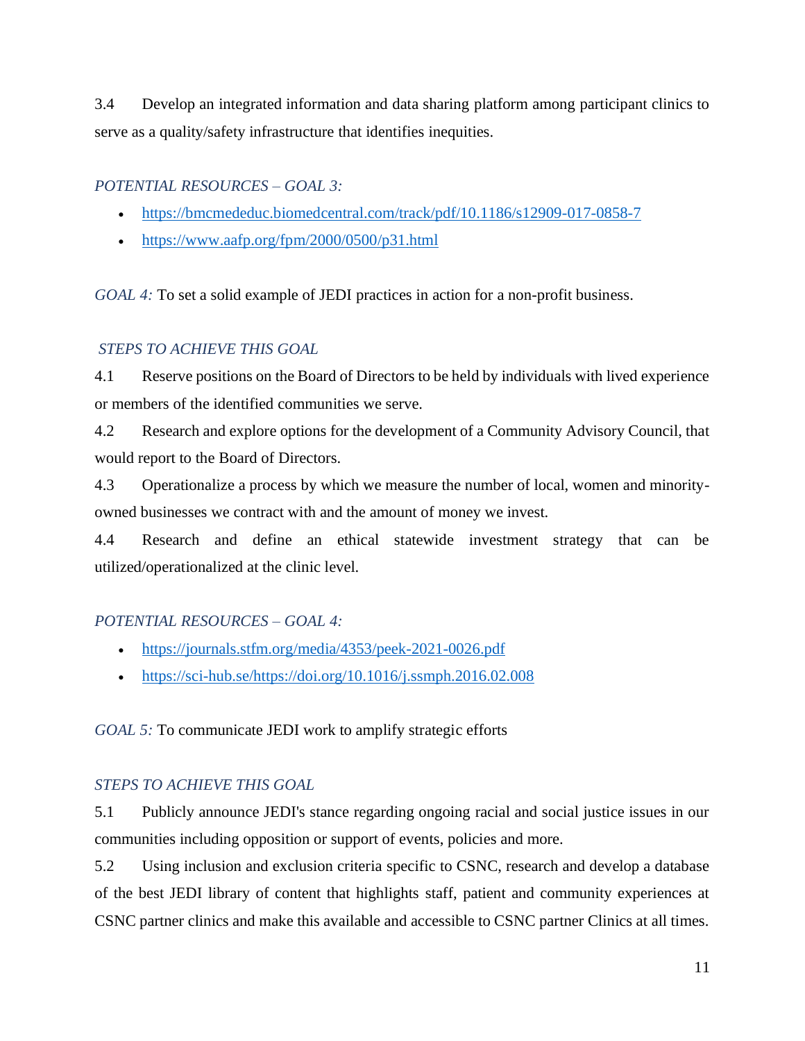3.4 Develop an integrated information and data sharing platform among participant clinics to serve as a quality/safety infrastructure that identifies inequities.

*POTENTIAL RESOURCES – GOAL 3:*

- https://bmcmededuc.biomedcentral.com/track/pdf/10.1186/s12909-017-0858-7
- https://www.aafp.org/fpm/2000/0500/p31.html

*GOAL 4:* To set a solid example of JEDI practices in action for a non-profit business.

*STEPS TO ACHIEVE THIS GOAL*

4.1 Reserve positions on the Board of Directors to be held by individuals with lived experience or members of the identified communities we serve.

4.2 Research and explore options for the development of a Community Advisory Council, that would report to the Board of Directors.

4.3 Operationalize a process by which we measure the number of local, women and minority-owned businesses we contract with and the amount of money we invest.

4.4 Research and define an ethical statewide investment strategy that can be utilized/operationalized at the clinic level.

*POTENTIAL RESOURCES – GOAL 4:*

- https://journals.stfm.org/media/4353/peek-2021-0026.pdf
- https://sci-hub.se/https://doi.org/10.1016/j.ssmph.2016.02.008

*GOAL 5:* To communicate JEDI work to amplify strategic efforts

*STEPS TO ACHIEVE THIS GOAL*

5.1 Publicly announce JEDI's stance regarding ongoing racial and social justice issues in our communities including opposition or support of events, policies and more.

5.2 Using inclusion and exclusion criteria specific to CSNC, research and develop a database of the best JEDI library of content that highlights staff, patient and community experiences at CSNC partner clinics and make this available and accessible to CSNC partner Clinics at all times.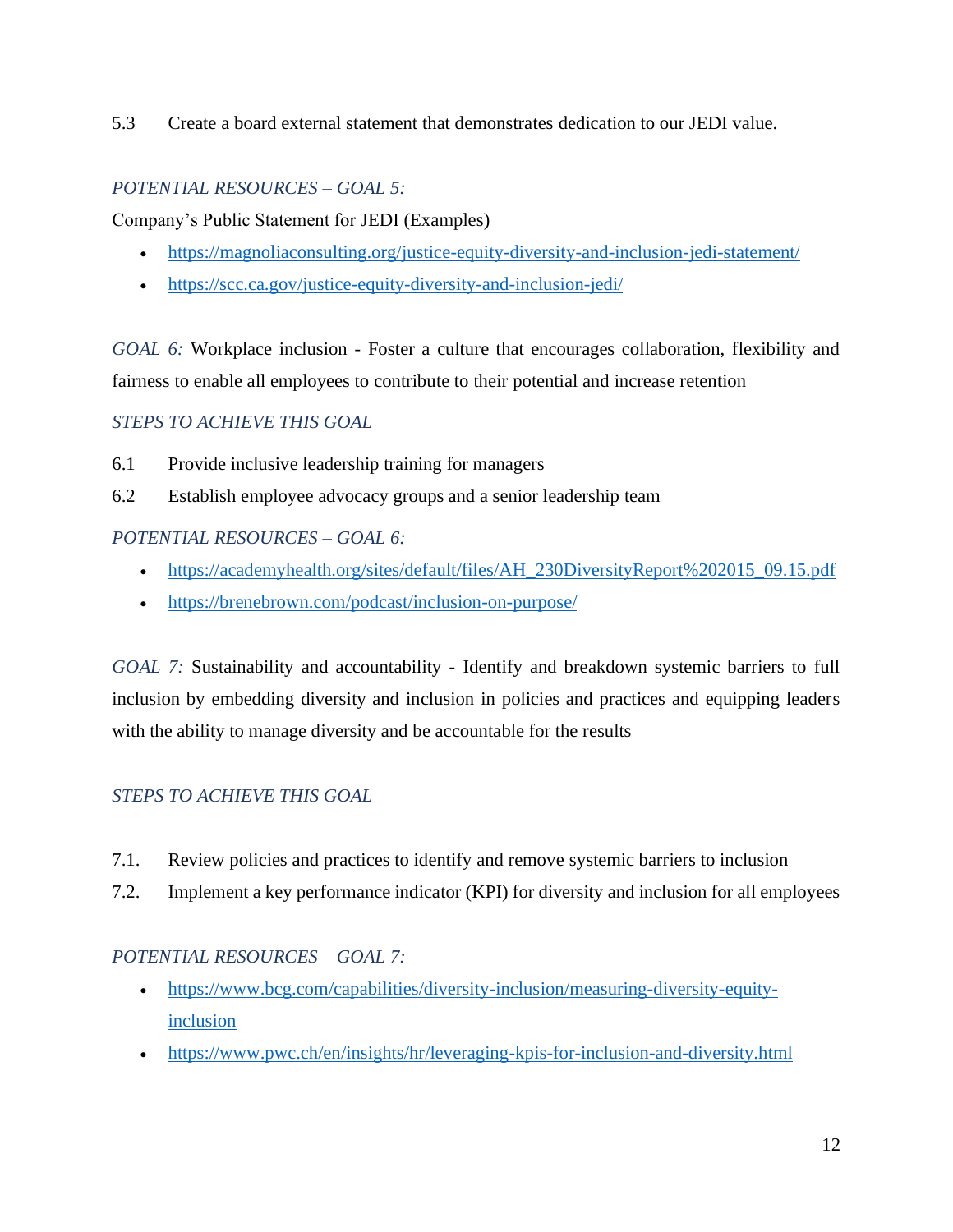5.3 Create a board external statement that demonstrates dedication to our JEDI value.

*POTENTIAL RESOURCES – GOAL 5:*

Company's Public Statement for JEDI (Examples)

- https://magnoliaconsulting.org/justice-equity-diversity-and-inclusion-jedi-statement/
- https://scc.ca.gov/justice-equity-diversity-and-inclusion-jedi/

*GOAL 6:* Workplace inclusion - Foster a culture that encourages collaboration, flexibility and fairness to enable all employees to contribute to their potential and increase retention

*STEPS TO ACHIEVE THIS GOAL*

6.1 Provide inclusive leadership training for managers

6.2 Establish employee advocacy groups and a senior leadership team

*POTENTIAL RESOURCES – GOAL 6:*

- https://academyhealth.org/sites/default/files/AH_230DiversityReport%202015_09.15.pdf
- https://brenebrown.com/podcast/inclusion-on-purpose/

*GOAL 7:* Sustainability and accountability - Identify and breakdown systemic barriers to full inclusion by embedding diversity and inclusion in policies and practices and equipping leaders with the ability to manage diversity and be accountable for the results

*STEPS TO ACHIEVE THIS GOAL*

7.1. Review policies and practices to identify and remove systemic barriers to inclusion

7.2. Implement a key performance indicator (KPI) for diversity and inclusion for all employees

*POTENTIAL RESOURCES – GOAL 7:*

- https://www.bcg.com/capabilities/diversity-inclusion/measuring-diversity-equity-inclusion
- https://www.pwc.ch/en/insights/hr/leveraging-kpis-for-inclusion-and-diversity.html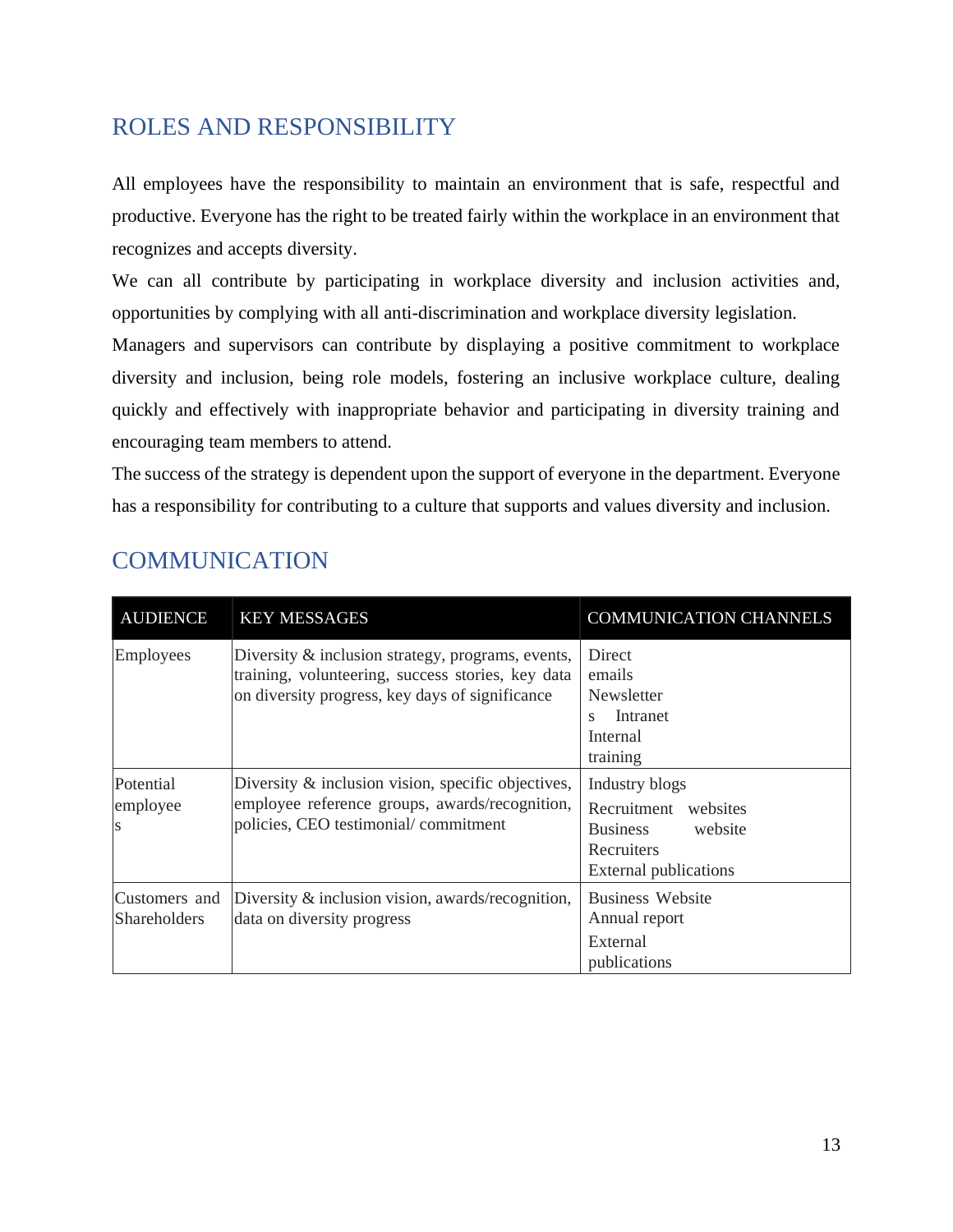## ROLES AND RESPONSIBILITY

All employees have the responsibility to maintain an environment that is safe, respectful and productive. Everyone has the right to be treated fairly within the workplace in an environment that recognizes and accepts diversity.

We can all contribute by participating in workplace diversity and inclusion activities and, opportunities by complying with all anti-discrimination and workplace diversity legislation.

Managers and supervisors can contribute by displaying a positive commitment to workplace diversity and inclusion, being role models, fostering an inclusive workplace culture, dealing quickly and effectively with inappropriate behavior and participating in diversity training and encouraging team members to attend.

The success of the strategy is dependent upon the support of everyone in the department. Everyone has a responsibility for contributing to a culture that supports and values diversity and inclusion.

## COMMUNICATION

| AUDIENCE | KEY MESSAGES | COMMUNICATION CHANNELS |
|---|---|---|
| Employees | Diversity & inclusion strategy, programs, events, training, volunteering, success stories, key data on diversity progress, key days of significance | Direct emails<br>Newsletters Intranet<br>Internal training |
| Potential employees | Diversity & inclusion vision, specific objectives, employee reference groups, awards/recognition, policies, CEO testimonial/ commitment | Industry blogs<br>Recruitment websites<br>Business website<br>Recruiters<br>External publications |
| Customers and Shareholders | Diversity & inclusion vision, awards/recognition, data on diversity progress | Business Website<br>Annual report<br>External publications |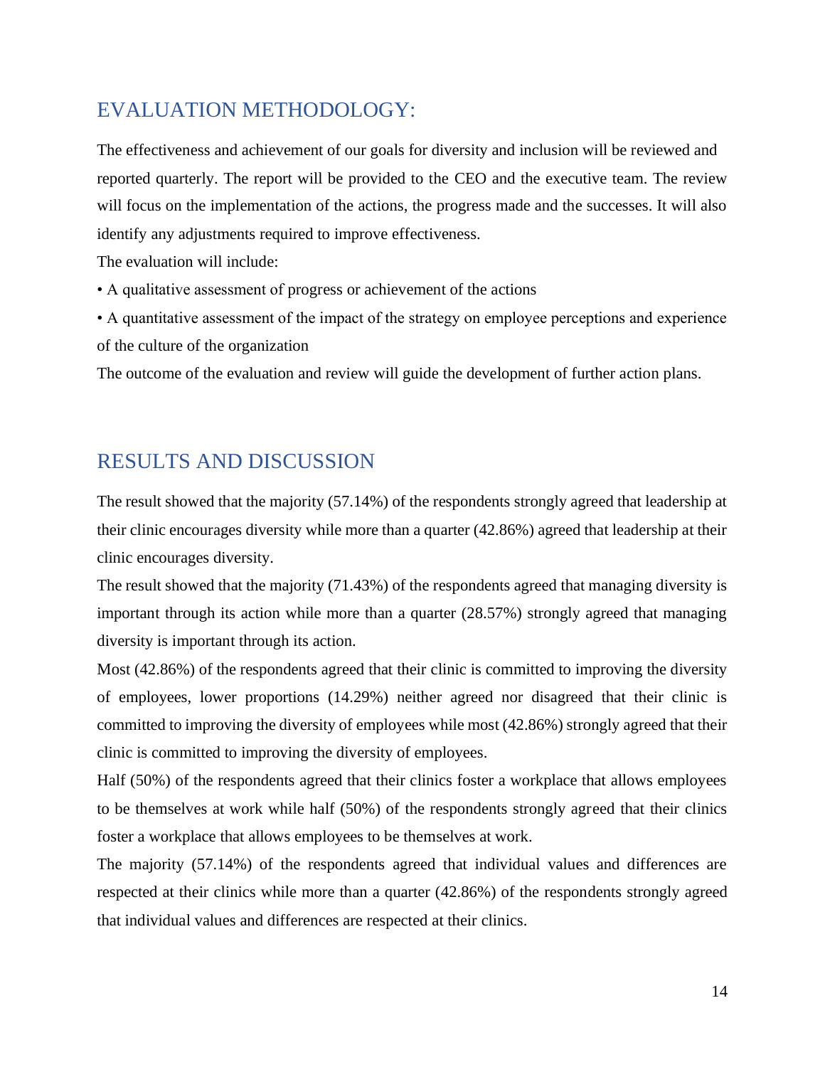## EVALUATION METHODOLOGY:

The effectiveness and achievement of our goals for diversity and inclusion will be reviewed and reported quarterly. The report will be provided to the CEO and the executive team. The review will focus on the implementation of the actions, the progress made and the successes. It will also identify any adjustments required to improve effectiveness.

The evaluation will include:

• A qualitative assessment of progress or achievement of the actions

• A quantitative assessment of the impact of the strategy on employee perceptions and experience of the culture of the organization

The outcome of the evaluation and review will guide the development of further action plans.

## RESULTS AND DISCUSSION

The result showed that the majority (57.14%) of the respondents strongly agreed that leadership at their clinic encourages diversity while more than a quarter (42.86%) agreed that leadership at their clinic encourages diversity.

The result showed that the majority (71.43%) of the respondents agreed that managing diversity is important through its action while more than a quarter (28.57%) strongly agreed that managing diversity is important through its action.

Most (42.86%) of the respondents agreed that their clinic is committed to improving the diversity of employees, lower proportions (14.29%) neither agreed nor disagreed that their clinic is committed to improving the diversity of employees while most (42.86%) strongly agreed that their clinic is committed to improving the diversity of employees.

Half (50%) of the respondents agreed that their clinics foster a workplace that allows employees to be themselves at work while half (50%) of the respondents strongly agreed that their clinics foster a workplace that allows employees to be themselves at work.

The majority (57.14%) of the respondents agreed that individual values and differences are respected at their clinics while more than a quarter (42.86%) of the respondents strongly agreed that individual values and differences are respected at their clinics.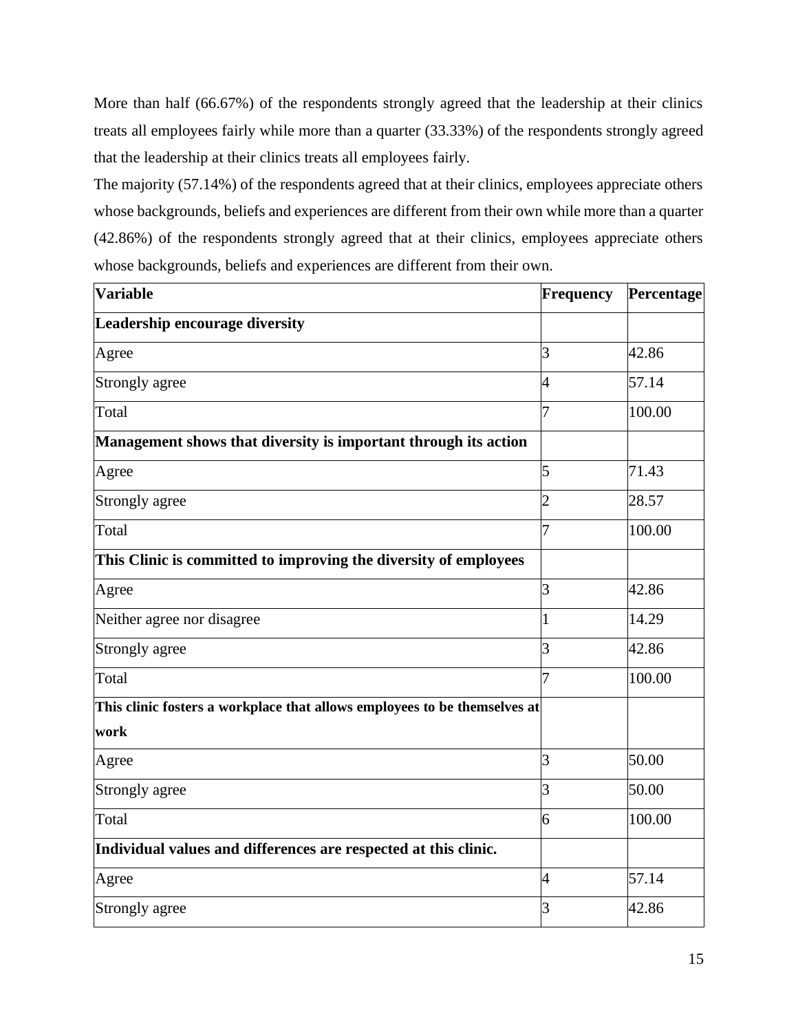More than half (66.67%) of the respondents strongly agreed that the leadership at their clinics treats all employees fairly while more than a quarter (33.33%) of the respondents strongly agreed that the leadership at their clinics treats all employees fairly.

The majority (57.14%) of the respondents agreed that at their clinics, employees appreciate others whose backgrounds, beliefs and experiences are different from their own while more than a quarter (42.86%) of the respondents strongly agreed that at their clinics, employees appreciate others whose backgrounds, beliefs and experiences are different from their own.

| **Variable** | **Frequency** | **Percentage** |
|---|---|---|
| **Leadership encourage diversity** | | |
| Agree | 3 | 42.86 |
| Strongly agree | 4 | 57.14 |
| Total | 7 | 100.00 |
| **Management shows that diversity is important through its action** | | |
| Agree | 5 | 71.43 |
| Strongly agree | 2 | 28.57 |
| Total | 7 | 100.00 |
| **This Clinic is committed to improving the diversity of employees** | | |
| Agree | 3 | 42.86 |
| Neither agree nor disagree | 1 | 14.29 |
| Strongly agree | 3 | 42.86 |
| Total | 7 | 100.00 |
| **This clinic fosters a workplace that allows employees to be themselves at work** | | |
| Agree | 3 | 50.00 |
| Strongly agree | 3 | 50.00 |
| Total | 6 | 100.00 |
| **Individual values and differences are respected at this clinic.** | | |
| Agree | 4 | 57.14 |
| Strongly agree | 3 | 42.86 |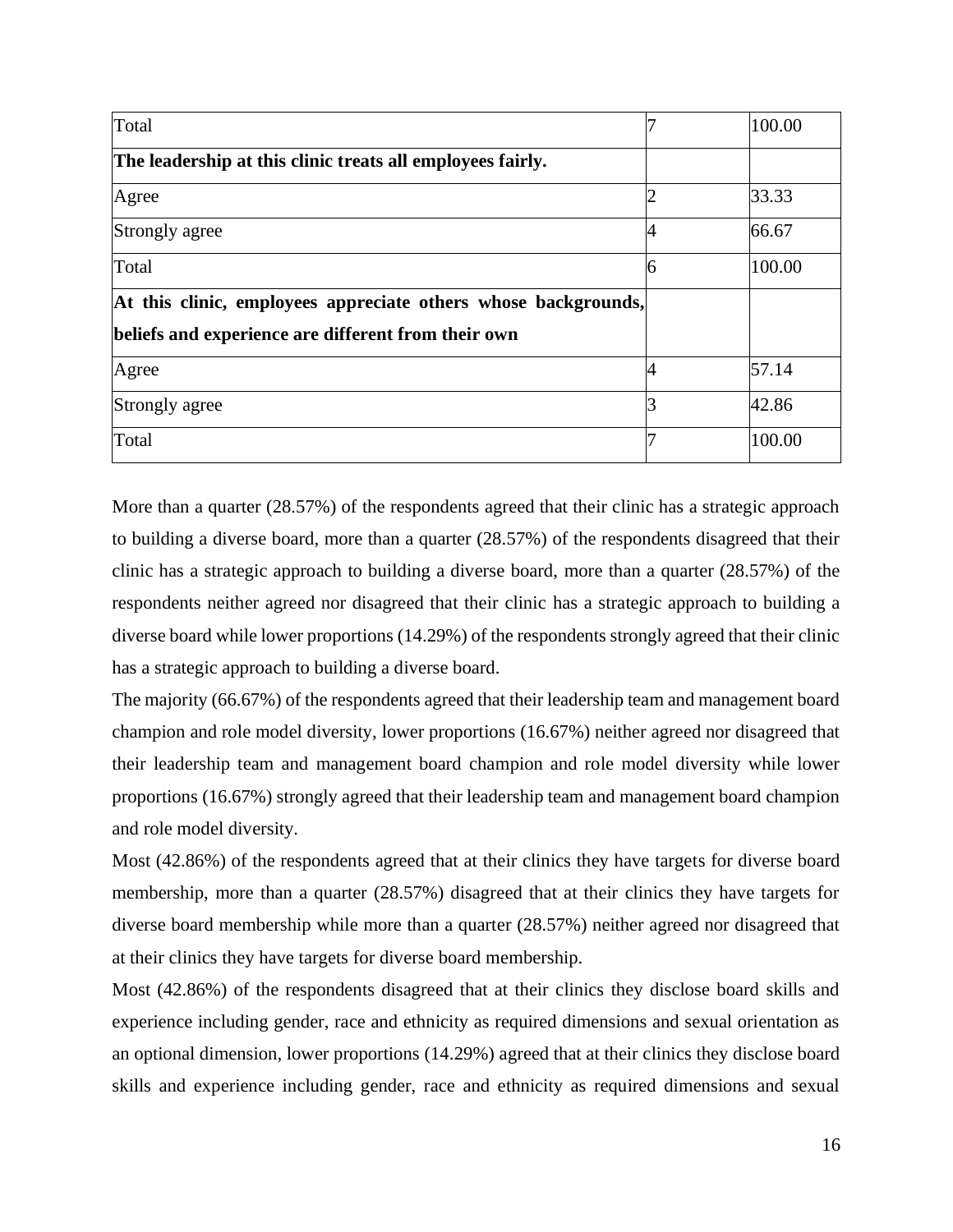| | | |
|---|---|---|
| Total | 7 | 100.00 |
| **The leadership at this clinic treats all employees fairly.** | | |
| Agree | 2 | 33.33 |
| Strongly agree | 4 | 66.67 |
| Total | 6 | 100.00 |
| **At this clinic, employees appreciate others whose backgrounds, beliefs and experience are different from their own** | | |
| Agree | 4 | 57.14 |
| Strongly agree | 3 | 42.86 |
| Total | 7 | 100.00 |

More than a quarter (28.57%) of the respondents agreed that their clinic has a strategic approach to building a diverse board, more than a quarter (28.57%) of the respondents disagreed that their clinic has a strategic approach to building a diverse board, more than a quarter (28.57%) of the respondents neither agreed nor disagreed that their clinic has a strategic approach to building a diverse board while lower proportions (14.29%) of the respondents strongly agreed that their clinic has a strategic approach to building a diverse board.

The majority (66.67%) of the respondents agreed that their leadership team and management board champion and role model diversity, lower proportions (16.67%) neither agreed nor disagreed that their leadership team and management board champion and role model diversity while lower proportions (16.67%) strongly agreed that their leadership team and management board champion and role model diversity.

Most (42.86%) of the respondents agreed that at their clinics they have targets for diverse board membership, more than a quarter (28.57%) disagreed that at their clinics they have targets for diverse board membership while more than a quarter (28.57%) neither agreed nor disagreed that at their clinics they have targets for diverse board membership.

Most (42.86%) of the respondents disagreed that at their clinics they disclose board skills and experience including gender, race and ethnicity as required dimensions and sexual orientation as an optional dimension, lower proportions (14.29%) agreed that at their clinics they disclose board skills and experience including gender, race and ethnicity as required dimensions and sexual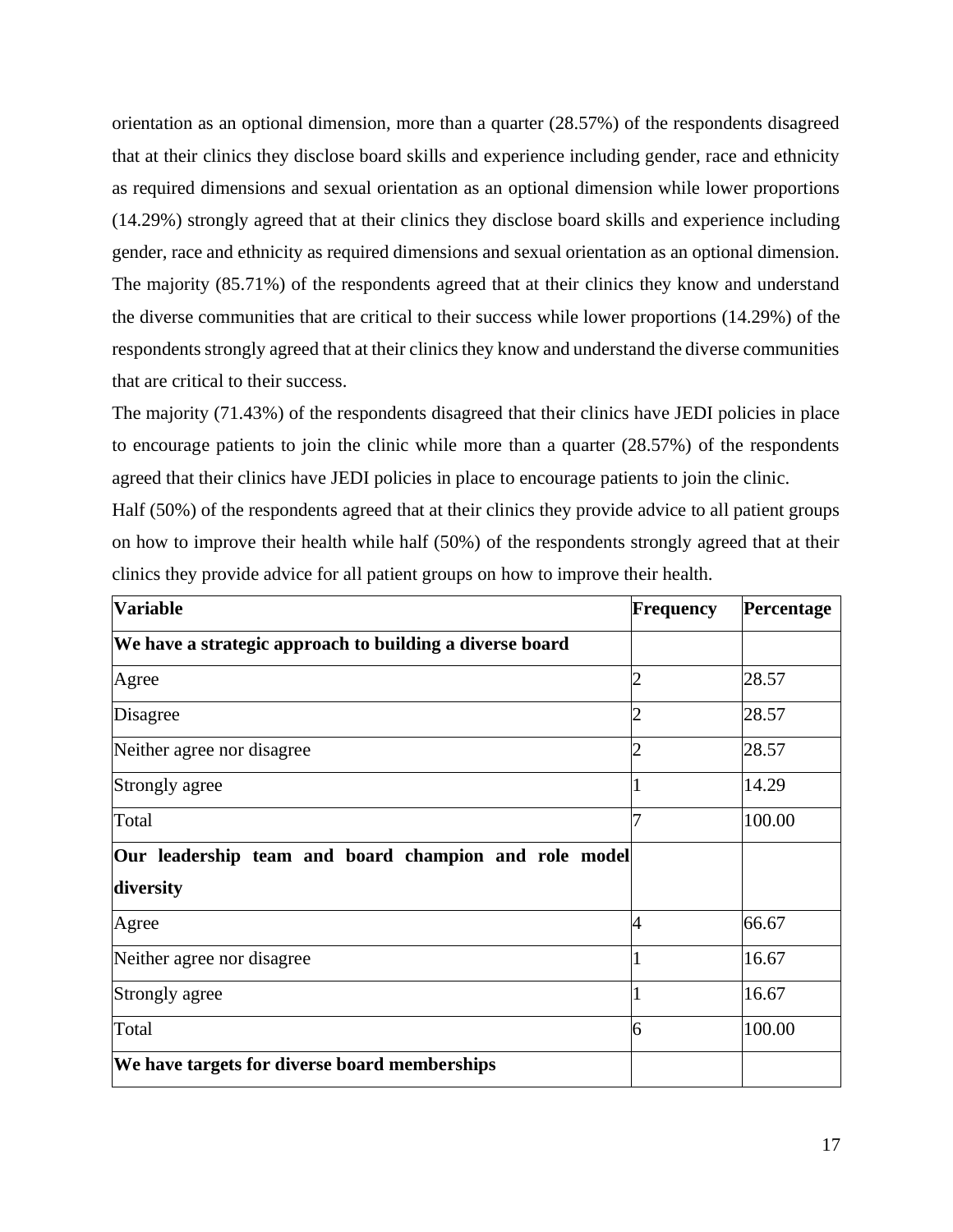orientation as an optional dimension, more than a quarter (28.57%) of the respondents disagreed that at their clinics they disclose board skills and experience including gender, race and ethnicity as required dimensions and sexual orientation as an optional dimension while lower proportions (14.29%) strongly agreed that at their clinics they disclose board skills and experience including gender, race and ethnicity as required dimensions and sexual orientation as an optional dimension. The majority (85.71%) of the respondents agreed that at their clinics they know and understand the diverse communities that are critical to their success while lower proportions (14.29%) of the respondents strongly agreed that at their clinics they know and understand the diverse communities that are critical to their success.

The majority (71.43%) of the respondents disagreed that their clinics have JEDI policies in place to encourage patients to join the clinic while more than a quarter (28.57%) of the respondents agreed that their clinics have JEDI policies in place to encourage patients to join the clinic.

Half (50%) of the respondents agreed that at their clinics they provide advice to all patient groups on how to improve their health while half (50%) of the respondents strongly agreed that at their clinics they provide advice for all patient groups on how to improve their health.

| **Variable** | **Frequency** | **Percentage** |
|---|---|---|
| **We have a strategic approach to building a diverse board** | | |
| Agree | 2 | 28.57 |
| Disagree | 2 | 28.57 |
| Neither agree nor disagree | 2 | 28.57 |
| Strongly agree | 1 | 14.29 |
| Total | 7 | 100.00 |
| **Our leadership team and board champion and role model diversity** | | |
| Agree | 4 | 66.67 |
| Neither agree nor disagree | 1 | 16.67 |
| Strongly agree | 1 | 16.67 |
| Total | 6 | 100.00 |
| **We have targets for diverse board memberships** | | |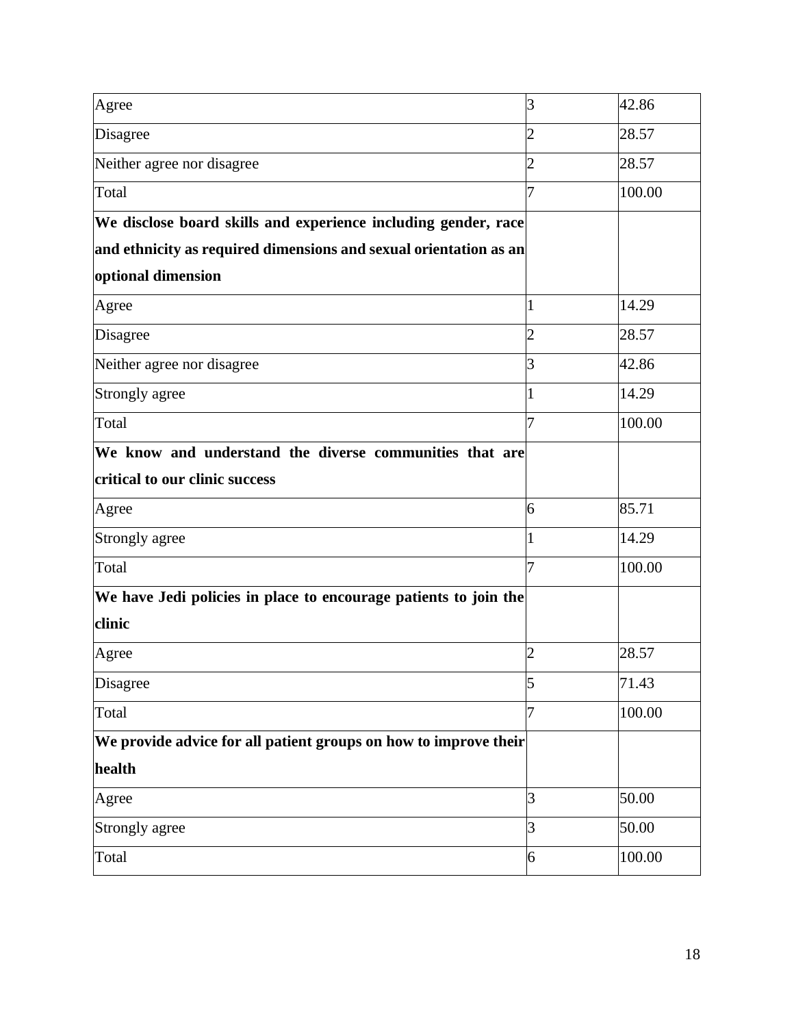| | | |
|---|---|---|
| Agree | 3 | 42.86 |
| Disagree | 2 | 28.57 |
| Neither agree nor disagree | 2 | 28.57 |
| Total | 7 | 100.00 |
| **We disclose board skills and experience including gender, race and ethnicity as required dimensions and sexual orientation as an optional dimension** | | |
| Agree | 1 | 14.29 |
| Disagree | 2 | 28.57 |
| Neither agree nor disagree | 3 | 42.86 |
| Strongly agree | 1 | 14.29 |
| Total | 7 | 100.00 |
| **We know and understand the diverse communities that are critical to our clinic success** | | |
| Agree | 6 | 85.71 |
| Strongly agree | 1 | 14.29 |
| Total | 7 | 100.00 |
| **We have Jedi policies in place to encourage patients to join the clinic** | | |
| Agree | 2 | 28.57 |
| Disagree | 5 | 71.43 |
| Total | 7 | 100.00 |
| **We provide advice for all patient groups on how to improve their health** | | |
| Agree | 3 | 50.00 |
| Strongly agree | 3 | 50.00 |
| Total | 6 | 100.00 |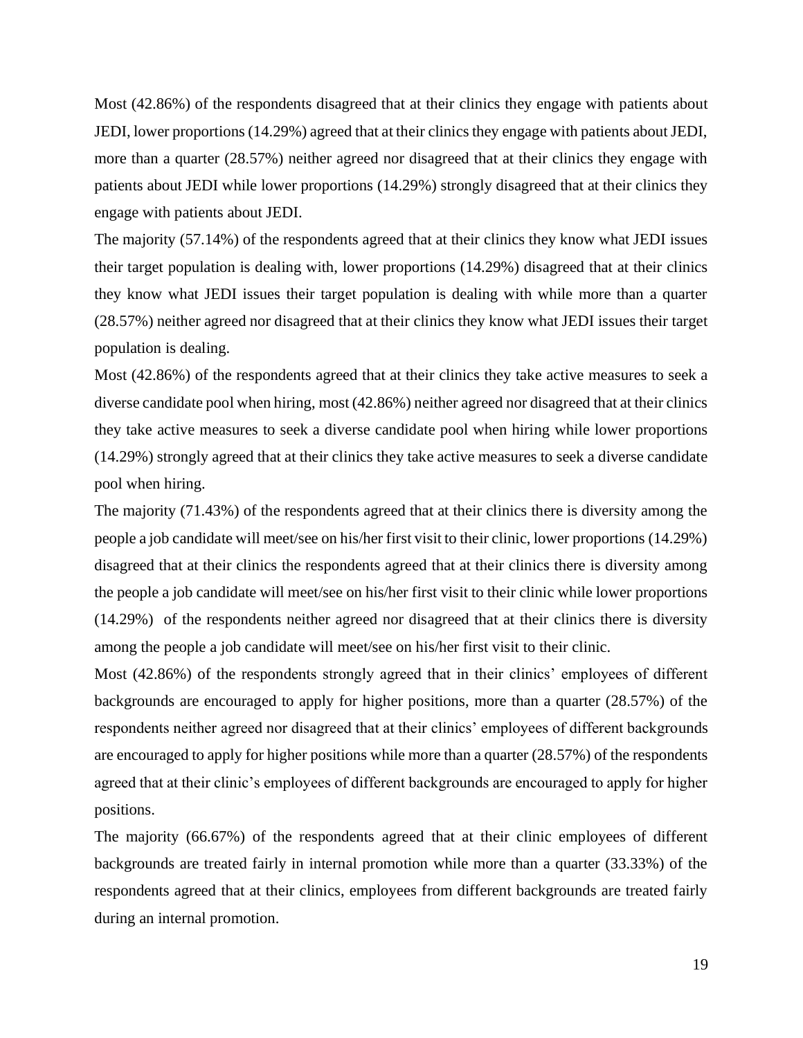Most (42.86%) of the respondents disagreed that at their clinics they engage with patients about JEDI, lower proportions (14.29%) agreed that at their clinics they engage with patients about JEDI, more than a quarter (28.57%) neither agreed nor disagreed that at their clinics they engage with patients about JEDI while lower proportions (14.29%) strongly disagreed that at their clinics they engage with patients about JEDI.

The majority (57.14%) of the respondents agreed that at their clinics they know what JEDI issues their target population is dealing with, lower proportions (14.29%) disagreed that at their clinics they know what JEDI issues their target population is dealing with while more than a quarter (28.57%) neither agreed nor disagreed that at their clinics they know what JEDI issues their target population is dealing.

Most (42.86%) of the respondents agreed that at their clinics they take active measures to seek a diverse candidate pool when hiring, most (42.86%) neither agreed nor disagreed that at their clinics they take active measures to seek a diverse candidate pool when hiring while lower proportions (14.29%) strongly agreed that at their clinics they take active measures to seek a diverse candidate pool when hiring.

The majority (71.43%) of the respondents agreed that at their clinics there is diversity among the people a job candidate will meet/see on his/her first visit to their clinic, lower proportions (14.29%) disagreed that at their clinics the respondents agreed that at their clinics there is diversity among the people a job candidate will meet/see on his/her first visit to their clinic while lower proportions (14.29%) of the respondents neither agreed nor disagreed that at their clinics there is diversity among the people a job candidate will meet/see on his/her first visit to their clinic.

Most (42.86%) of the respondents strongly agreed that in their clinics' employees of different backgrounds are encouraged to apply for higher positions, more than a quarter (28.57%) of the respondents neither agreed nor disagreed that at their clinics' employees of different backgrounds are encouraged to apply for higher positions while more than a quarter (28.57%) of the respondents agreed that at their clinic's employees of different backgrounds are encouraged to apply for higher positions.

The majority (66.67%) of the respondents agreed that at their clinic employees of different backgrounds are treated fairly in internal promotion while more than a quarter (33.33%) of the respondents agreed that at their clinics, employees from different backgrounds are treated fairly during an internal promotion.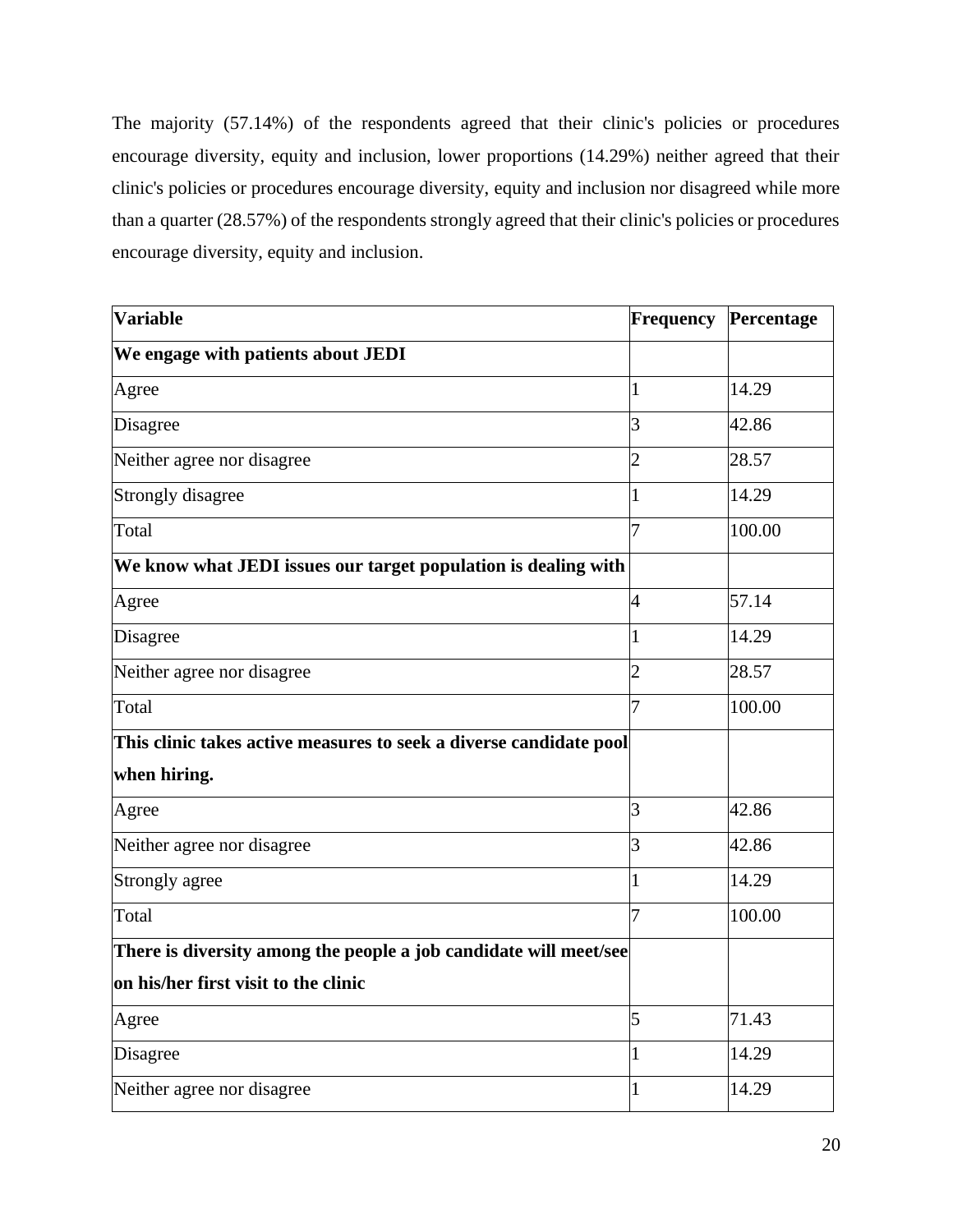The majority (57.14%) of the respondents agreed that their clinic's policies or procedures encourage diversity, equity and inclusion, lower proportions (14.29%) neither agreed that their clinic's policies or procedures encourage diversity, equity and inclusion nor disagreed while more than a quarter (28.57%) of the respondents strongly agreed that their clinic's policies or procedures encourage diversity, equity and inclusion.

| Variable | Frequency | Percentage |
|---|---|---|
| **We engage with patients about JEDI** | | |
| Agree | 1 | 14.29 |
| Disagree | 3 | 42.86 |
| Neither agree nor disagree | 2 | 28.57 |
| Strongly disagree | 1 | 14.29 |
| Total | 7 | 100.00 |
| **We know what JEDI issues our target population is dealing with** | | |
| Agree | 4 | 57.14 |
| Disagree | 1 | 14.29 |
| Neither agree nor disagree | 2 | 28.57 |
| Total | 7 | 100.00 |
| **This clinic takes active measures to seek a diverse candidate pool when hiring.** | | |
| Agree | 3 | 42.86 |
| Neither agree nor disagree | 3 | 42.86 |
| Strongly agree | 1 | 14.29 |
| Total | 7 | 100.00 |
| **There is diversity among the people a job candidate will meet/see on his/her first visit to the clinic** | | |
| Agree | 5 | 71.43 |
| Disagree | 1 | 14.29 |
| Neither agree nor disagree | 1 | 14.29 |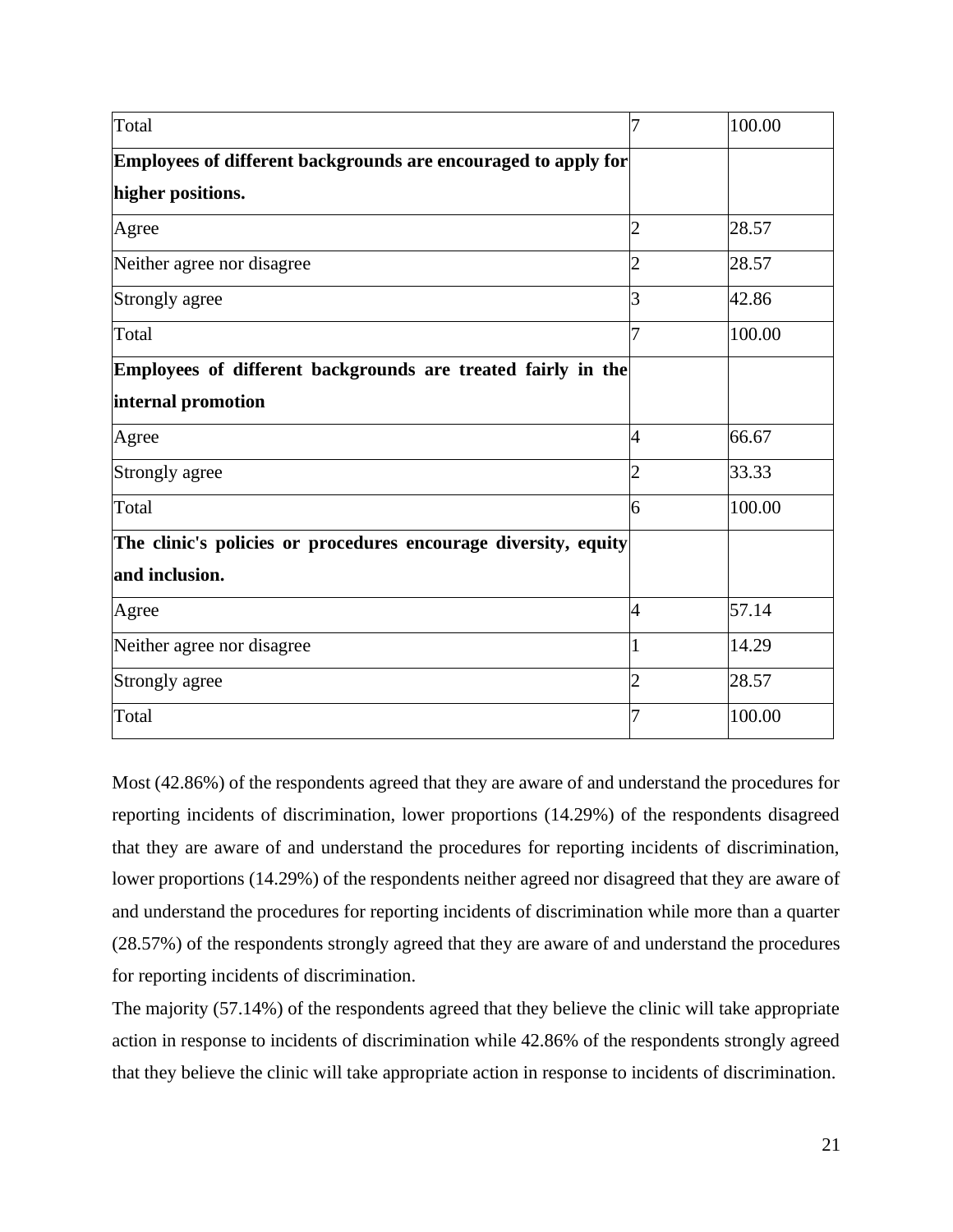| | | |
|---|---|---|
| Total | 7 | 100.00 |
| **Employees of different backgrounds are encouraged to apply for higher positions.** | | |
| Agree | 2 | 28.57 |
| Neither agree nor disagree | 2 | 28.57 |
| Strongly agree | 3 | 42.86 |
| Total | 7 | 100.00 |
| **Employees of different backgrounds are treated fairly in the internal promotion** | | |
| Agree | 4 | 66.67 |
| Strongly agree | 2 | 33.33 |
| Total | 6 | 100.00 |
| **The clinic's policies or procedures encourage diversity, equity and inclusion.** | | |
| Agree | 4 | 57.14 |
| Neither agree nor disagree | 1 | 14.29 |
| Strongly agree | 2 | 28.57 |
| Total | 7 | 100.00 |

Most (42.86%) of the respondents agreed that they are aware of and understand the procedures for reporting incidents of discrimination, lower proportions (14.29%) of the respondents disagreed that they are aware of and understand the procedures for reporting incidents of discrimination, lower proportions (14.29%) of the respondents neither agreed nor disagreed that they are aware of and understand the procedures for reporting incidents of discrimination while more than a quarter (28.57%) of the respondents strongly agreed that they are aware of and understand the procedures for reporting incidents of discrimination.

The majority (57.14%) of the respondents agreed that they believe the clinic will take appropriate action in response to incidents of discrimination while 42.86% of the respondents strongly agreed that they believe the clinic will take appropriate action in response to incidents of discrimination.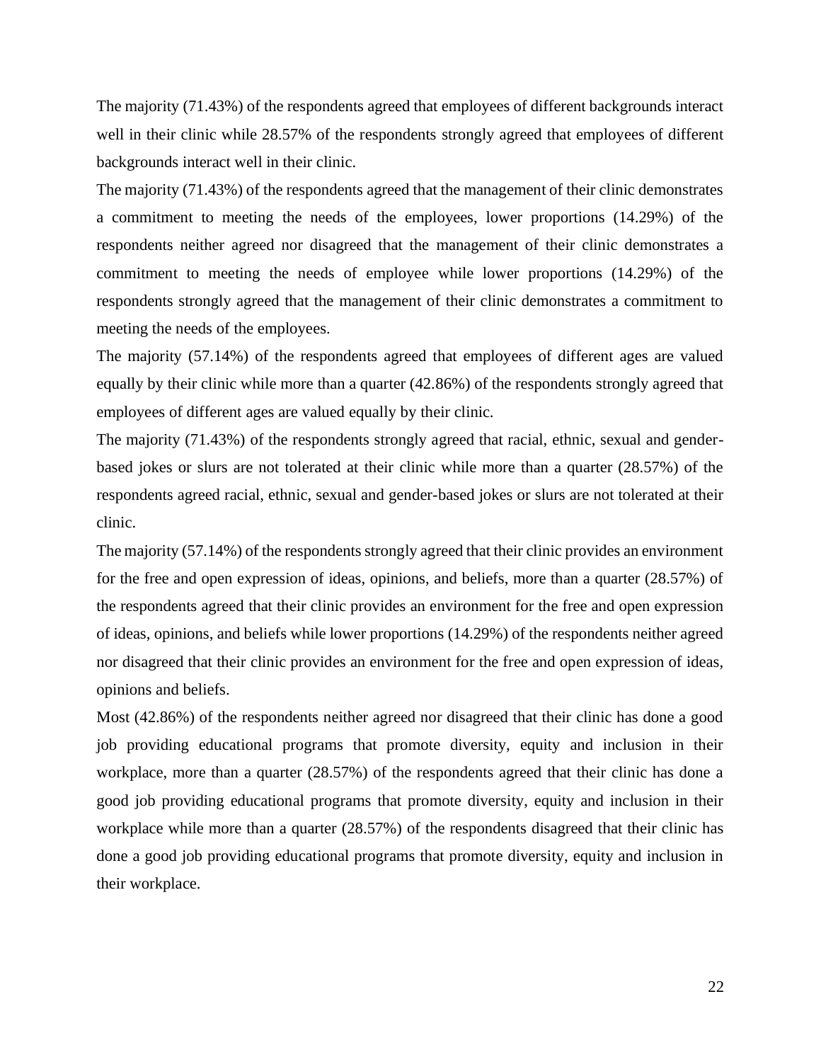The majority (71.43%) of the respondents agreed that employees of different backgrounds interact well in their clinic while 28.57% of the respondents strongly agreed that employees of different backgrounds interact well in their clinic.

The majority (71.43%) of the respondents agreed that the management of their clinic demonstrates a commitment to meeting the needs of the employees, lower proportions (14.29%) of the respondents neither agreed nor disagreed that the management of their clinic demonstrates a commitment to meeting the needs of employee while lower proportions (14.29%) of the respondents strongly agreed that the management of their clinic demonstrates a commitment to meeting the needs of the employees.

The majority (57.14%) of the respondents agreed that employees of different ages are valued equally by their clinic while more than a quarter (42.86%) of the respondents strongly agreed that employees of different ages are valued equally by their clinic.

The majority (71.43%) of the respondents strongly agreed that racial, ethnic, sexual and gender-based jokes or slurs are not tolerated at their clinic while more than a quarter (28.57%) of the respondents agreed racial, ethnic, sexual and gender-based jokes or slurs are not tolerated at their clinic.

The majority (57.14%) of the respondents strongly agreed that their clinic provides an environment for the free and open expression of ideas, opinions, and beliefs, more than a quarter (28.57%) of the respondents agreed that their clinic provides an environment for the free and open expression of ideas, opinions, and beliefs while lower proportions (14.29%) of the respondents neither agreed nor disagreed that their clinic provides an environment for the free and open expression of ideas, opinions and beliefs.

Most (42.86%) of the respondents neither agreed nor disagreed that their clinic has done a good job providing educational programs that promote diversity, equity and inclusion in their workplace, more than a quarter (28.57%) of the respondents agreed that their clinic has done a good job providing educational programs that promote diversity, equity and inclusion in their workplace while more than a quarter (28.57%) of the respondents disagreed that their clinic has done a good job providing educational programs that promote diversity, equity and inclusion in their workplace.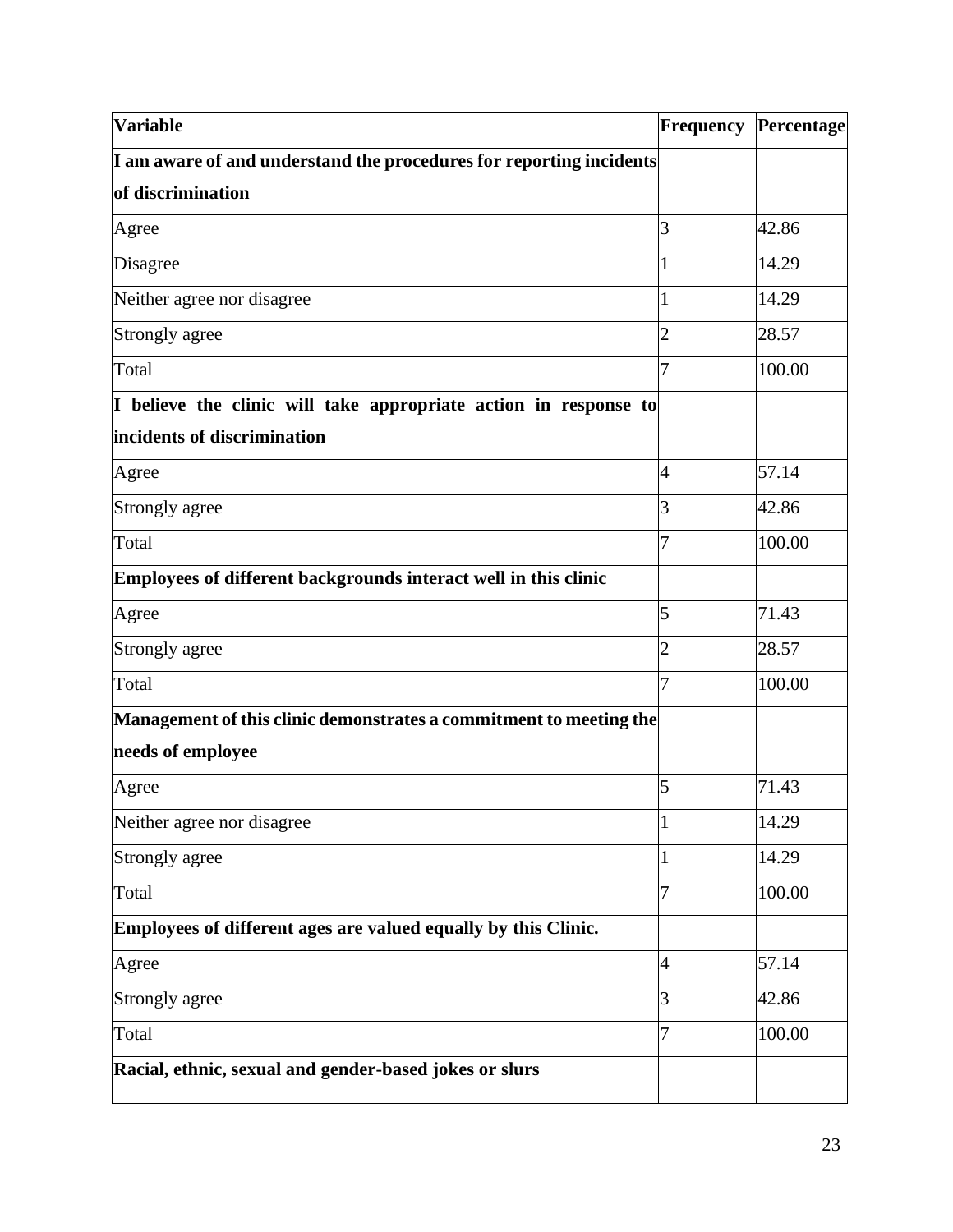| Variable | Frequency | Percentage |
|---|---|---|
| **I am aware of and understand the procedures for reporting incidents of discrimination** | | |
| Agree | 3 | 42.86 |
| Disagree | 1 | 14.29 |
| Neither agree nor disagree | 1 | 14.29 |
| Strongly agree | 2 | 28.57 |
| Total | 7 | 100.00 |
| **I believe the clinic will take appropriate action in response to incidents of discrimination** | | |
| Agree | 4 | 57.14 |
| Strongly agree | 3 | 42.86 |
| Total | 7 | 100.00 |
| **Employees of different backgrounds interact well in this clinic** | | |
| Agree | 5 | 71.43 |
| Strongly agree | 2 | 28.57 |
| Total | 7 | 100.00 |
| **Management of this clinic demonstrates a commitment to meeting the needs of employee** | | |
| Agree | 5 | 71.43 |
| Neither agree nor disagree | 1 | 14.29 |
| Strongly agree | 1 | 14.29 |
| Total | 7 | 100.00 |
| **Employees of different ages are valued equally by this Clinic.** | | |
| Agree | 4 | 57.14 |
| Strongly agree | 3 | 42.86 |
| Total | 7 | 100.00 |
| **Racial, ethnic, sexual and gender-based jokes or slurs** | | |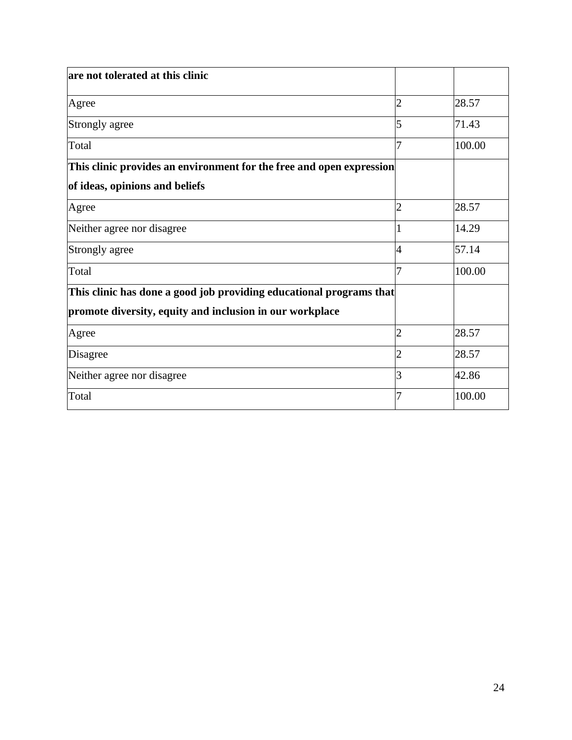| **are not tolerated at this clinic** | | |
|---|---|---|
| Agree | 2 | 28.57 |
| Strongly agree | 5 | 71.43 |
| Total | 7 | 100.00 |
| **This clinic provides an environment for the free and open expression of ideas, opinions and beliefs** | | |
| Agree | 2 | 28.57 |
| Neither agree nor disagree | 1 | 14.29 |
| Strongly agree | 4 | 57.14 |
| Total | 7 | 100.00 |
| **This clinic has done a good job providing educational programs that promote diversity, equity and inclusion in our workplace** | | |
| Agree | 2 | 28.57 |
| Disagree | 2 | 28.57 |
| Neither agree nor disagree | 3 | 42.86 |
| Total | 7 | 100.00 |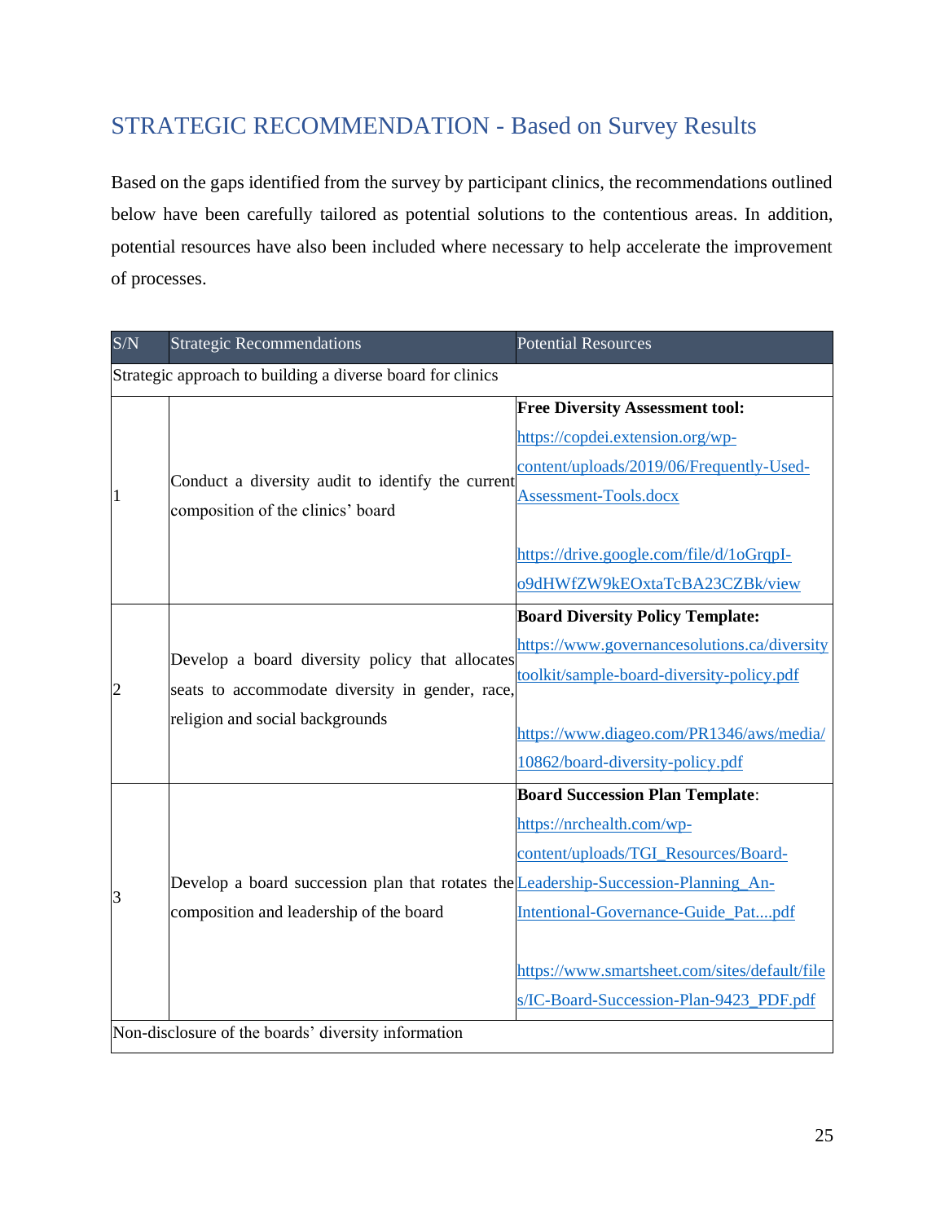## STRATEGIC RECOMMENDATION - Based on Survey Results

Based on the gaps identified from the survey by participant clinics, the recommendations outlined below have been carefully tailored as potential solutions to the contentious areas. In addition, potential resources have also been included where necessary to help accelerate the improvement of processes.

| S/N | Strategic Recommendations | Potential Resources |
|---|---|---|
| Strategic approach to building a diverse board for clinics | | |
| 1 | Conduct a diversity audit to identify the current composition of the clinics' board | **Free Diversity Assessment tool:** https://copdei.extension.org/wp-content/uploads/2019/06/Frequently-Used-Assessment-Tools.docx <br><br> https://drive.google.com/file/d/1oGrqpI-o9dHWfZW9kEOxtaTcBA23CZBk/view |
| 2 | Develop a board diversity policy that allocates seats to accommodate diversity in gender, race, religion and social backgrounds | **Board Diversity Policy Template:** https://www.governancesolutions.ca/diversitytoolkit/sample-board-diversity-policy.pdf <br><br> https://www.diageo.com/PR1346/aws/media/10862/board-diversity-policy.pdf |
| 3 | Develop a board succession plan that rotates the composition and leadership of the board | **Board Succession Plan Template**: https://nrchealth.com/wp-content/uploads/TGI_Resources/Board-Leadership-Succession-Planning_An-Intentional-Governance-Guide_Pat....pdf <br><br> https://www.smartsheet.com/sites/default/files/IC-Board-Succession-Plan-9423_PDF.pdf |
| Non-disclosure of the boards' diversity information | | |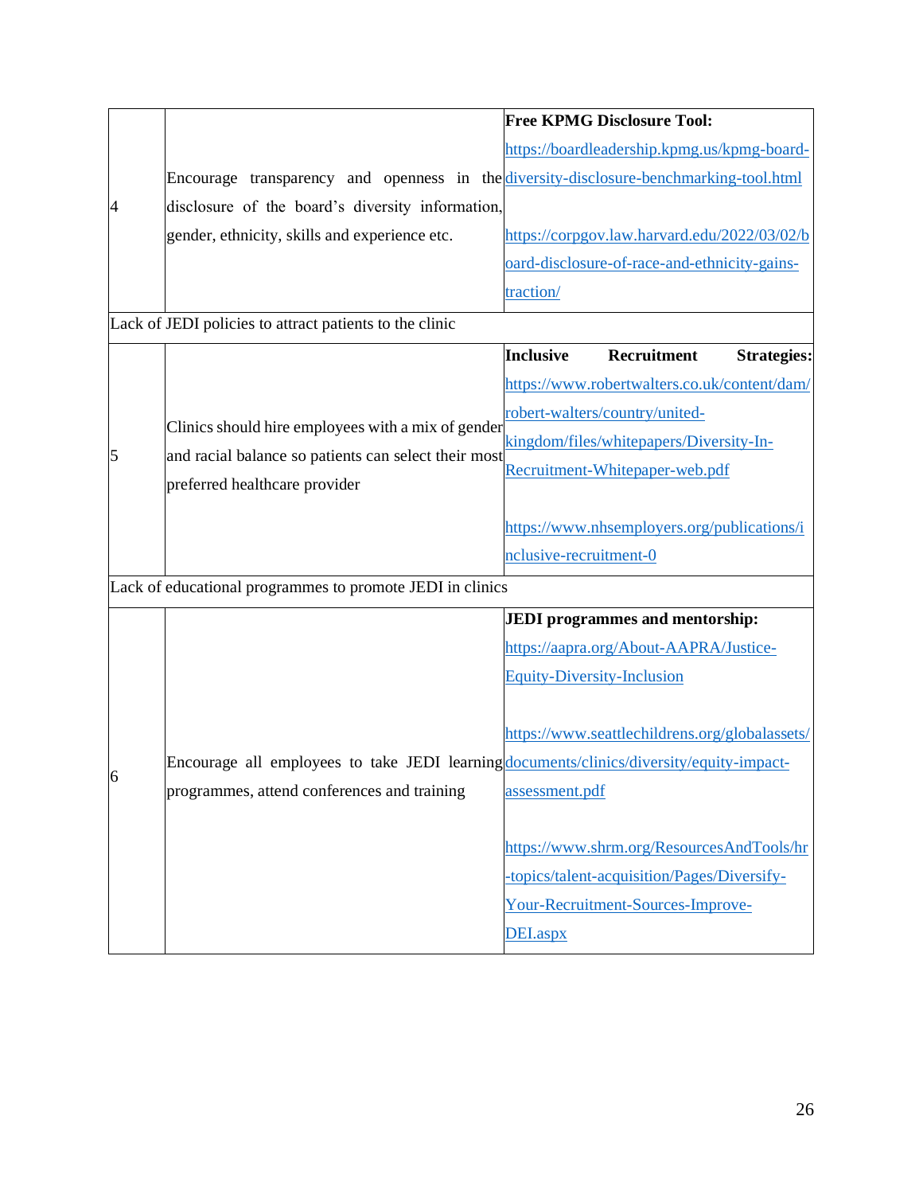| | | |
|---|---|---|
| 4 | Encourage transparency and openness in the disclosure of the board's diversity information, gender, ethnicity, skills and experience etc. | **Free KPMG Disclosure Tool:** https://boardleadership.kpmg.us/kpmg-board-diversity-disclosure-benchmarking-tool.html <br><br> https://corpgov.law.harvard.edu/2022/03/02/board-disclosure-of-race-and-ethnicity-gains-traction/ |
| Lack of JEDI policies to attract patients to the clinic | | |
| 5 | Clinics should hire employees with a mix of gender and racial balance so patients can select their most preferred healthcare provider | **Inclusive Recruitment Strategies:** https://www.robertwalters.co.uk/content/dam/robert-walters/country/united-kingdom/files/whitepapers/Diversity-In-Recruitment-Whitepaper-web.pdf <br><br> https://www.nhsemployers.org/publications/inclusive-recruitment-0 |
| Lack of educational programmes to promote JEDI in clinics | | |
| 6 | Encourage all employees to take JEDI learning programmes, attend conferences and training | **JEDI programmes and mentorship:** https://aapra.org/About-AAPRA/Justice-Equity-Diversity-Inclusion <br><br> https://www.seattlechildrens.org/globalassets/documents/clinics/diversity/equity-impact-assessment.pdf <br><br> https://www.shrm.org/ResourcesAndTools/hr-topics/talent-acquisition/Pages/Diversify-Your-Recruitment-Sources-Improve-DEI.aspx |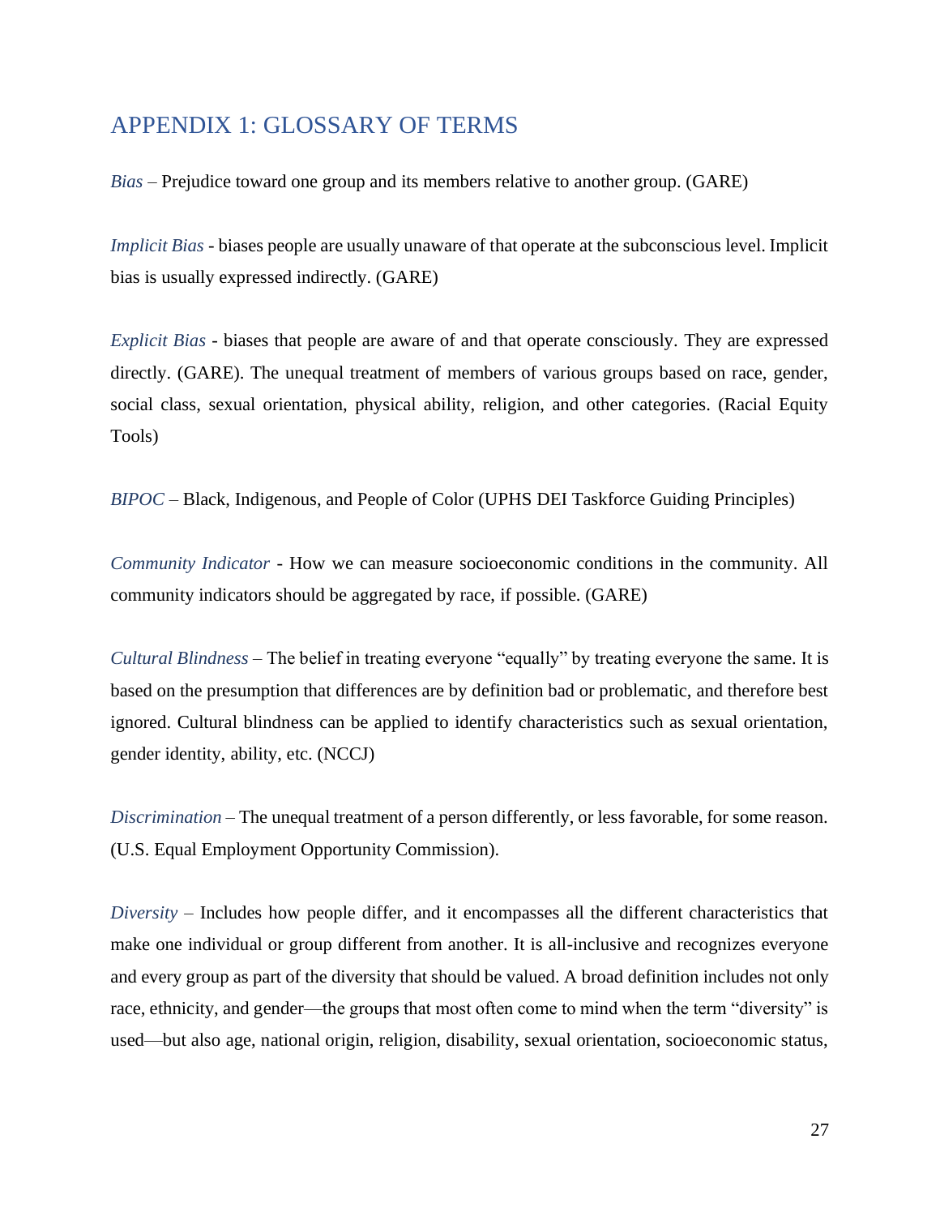## APPENDIX 1: GLOSSARY OF TERMS

*Bias* – Prejudice toward one group and its members relative to another group. (GARE)

*Implicit Bias* - biases people are usually unaware of that operate at the subconscious level. Implicit bias is usually expressed indirectly. (GARE)

*Explicit Bias* - biases that people are aware of and that operate consciously. They are expressed directly. (GARE). The unequal treatment of members of various groups based on race, gender, social class, sexual orientation, physical ability, religion, and other categories. (Racial Equity Tools)

*BIPOC* – Black, Indigenous, and People of Color (UPHS DEI Taskforce Guiding Principles)

*Community Indicator* - How we can measure socioeconomic conditions in the community. All community indicators should be aggregated by race, if possible. (GARE)

*Cultural Blindness* – The belief in treating everyone "equally" by treating everyone the same. It is based on the presumption that differences are by definition bad or problematic, and therefore best ignored. Cultural blindness can be applied to identify characteristics such as sexual orientation, gender identity, ability, etc. (NCCJ)

*Discrimination* – The unequal treatment of a person differently, or less favorable, for some reason. (U.S. Equal Employment Opportunity Commission).

*Diversity* – Includes how people differ, and it encompasses all the different characteristics that make one individual or group different from another. It is all-inclusive and recognizes everyone and every group as part of the diversity that should be valued. A broad definition includes not only race, ethnicity, and gender—the groups that most often come to mind when the term "diversity" is used—but also age, national origin, religion, disability, sexual orientation, socioeconomic status,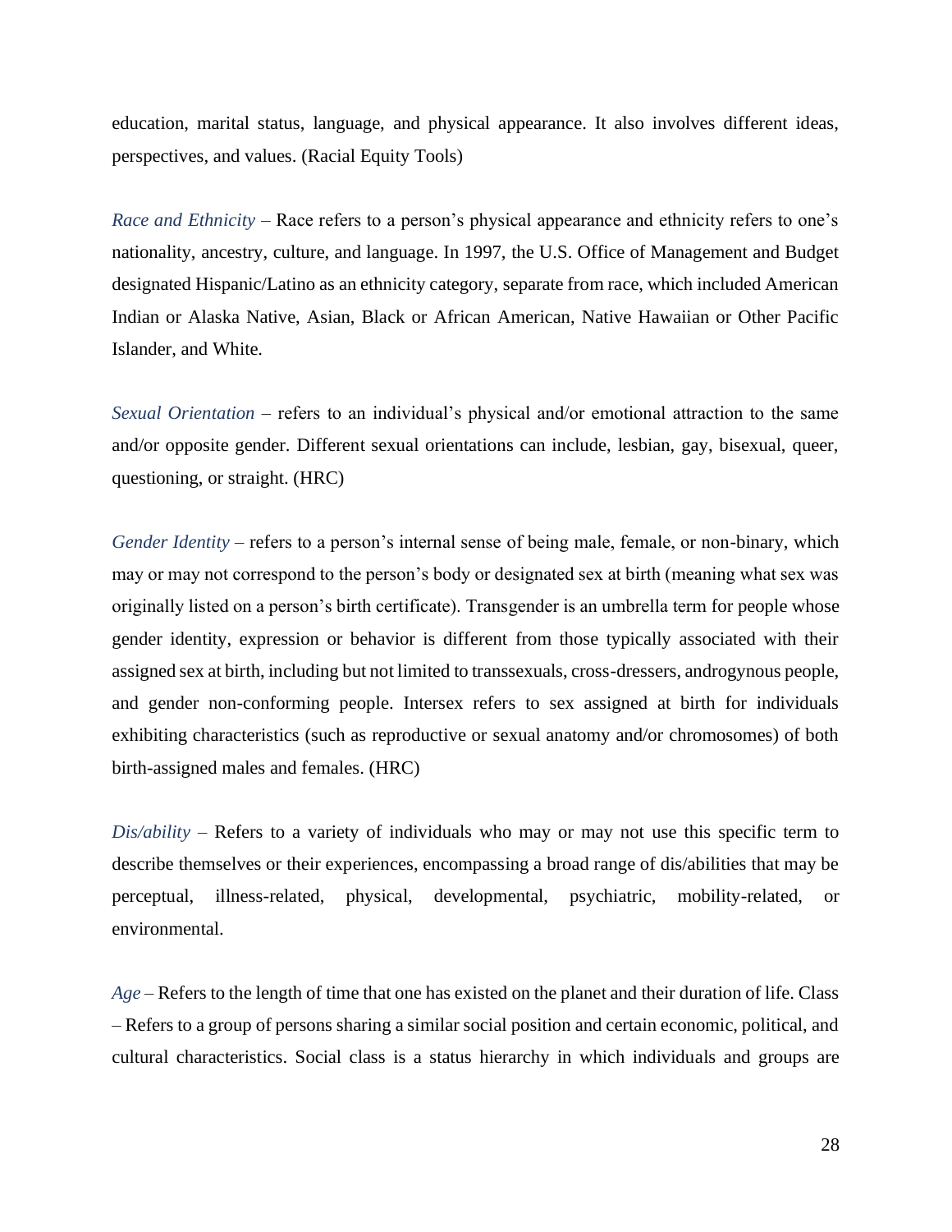education, marital status, language, and physical appearance. It also involves different ideas, perspectives, and values. (Racial Equity Tools)

*Race and Ethnicity* – Race refers to a person's physical appearance and ethnicity refers to one's nationality, ancestry, culture, and language. In 1997, the U.S. Office of Management and Budget designated Hispanic/Latino as an ethnicity category, separate from race, which included American Indian or Alaska Native, Asian, Black or African American, Native Hawaiian or Other Pacific Islander, and White.

*Sexual Orientation* – refers to an individual's physical and/or emotional attraction to the same and/or opposite gender. Different sexual orientations can include, lesbian, gay, bisexual, queer, questioning, or straight. (HRC)

*Gender Identity* – refers to a person's internal sense of being male, female, or non-binary, which may or may not correspond to the person's body or designated sex at birth (meaning what sex was originally listed on a person's birth certificate). Transgender is an umbrella term for people whose gender identity, expression or behavior is different from those typically associated with their assigned sex at birth, including but not limited to transsexuals, cross-dressers, androgynous people, and gender non-conforming people. Intersex refers to sex assigned at birth for individuals exhibiting characteristics (such as reproductive or sexual anatomy and/or chromosomes) of both birth-assigned males and females. (HRC)

*Dis/ability* – Refers to a variety of individuals who may or may not use this specific term to describe themselves or their experiences, encompassing a broad range of dis/abilities that may be perceptual, illness-related, physical, developmental, psychiatric, mobility-related, or environmental.

*Age* – Refers to the length of time that one has existed on the planet and their duration of life. Class – Refers to a group of persons sharing a similar social position and certain economic, political, and cultural characteristics. Social class is a status hierarchy in which individuals and groups are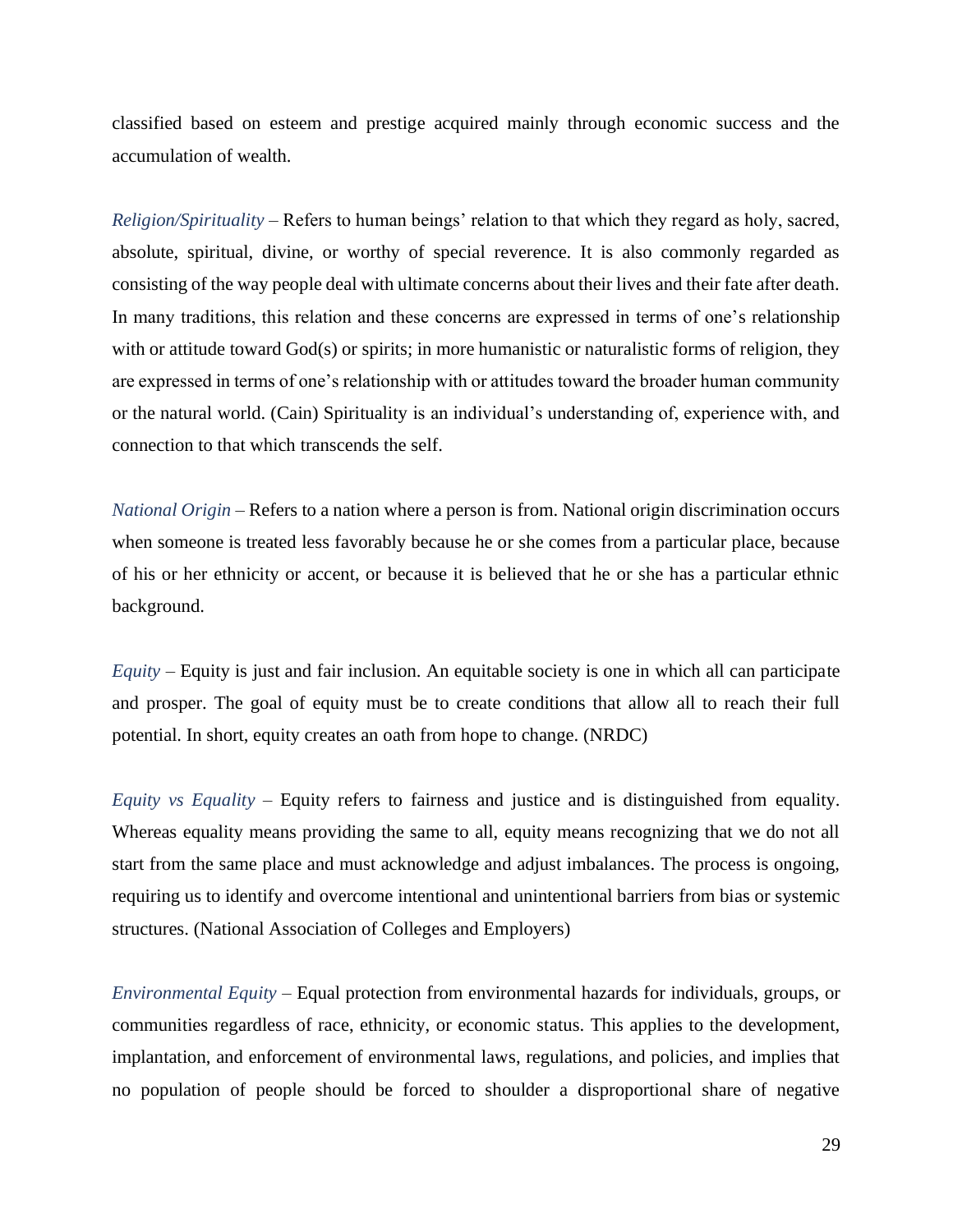classified based on esteem and prestige acquired mainly through economic success and the accumulation of wealth.

*Religion/Spirituality* – Refers to human beings' relation to that which they regard as holy, sacred, absolute, spiritual, divine, or worthy of special reverence. It is also commonly regarded as consisting of the way people deal with ultimate concerns about their lives and their fate after death. In many traditions, this relation and these concerns are expressed in terms of one's relationship with or attitude toward God(s) or spirits; in more humanistic or naturalistic forms of religion, they are expressed in terms of one's relationship with or attitudes toward the broader human community or the natural world. (Cain) Spirituality is an individual's understanding of, experience with, and connection to that which transcends the self.

*National Origin* – Refers to a nation where a person is from. National origin discrimination occurs when someone is treated less favorably because he or she comes from a particular place, because of his or her ethnicity or accent, or because it is believed that he or she has a particular ethnic background.

*Equity* – Equity is just and fair inclusion. An equitable society is one in which all can participate and prosper. The goal of equity must be to create conditions that allow all to reach their full potential. In short, equity creates an oath from hope to change. (NRDC)

*Equity vs Equality* – Equity refers to fairness and justice and is distinguished from equality. Whereas equality means providing the same to all, equity means recognizing that we do not all start from the same place and must acknowledge and adjust imbalances. The process is ongoing, requiring us to identify and overcome intentional and unintentional barriers from bias or systemic structures. (National Association of Colleges and Employers)

*Environmental Equity* – Equal protection from environmental hazards for individuals, groups, or communities regardless of race, ethnicity, or economic status. This applies to the development, implantation, and enforcement of environmental laws, regulations, and policies, and implies that no population of people should be forced to shoulder a disproportional share of negative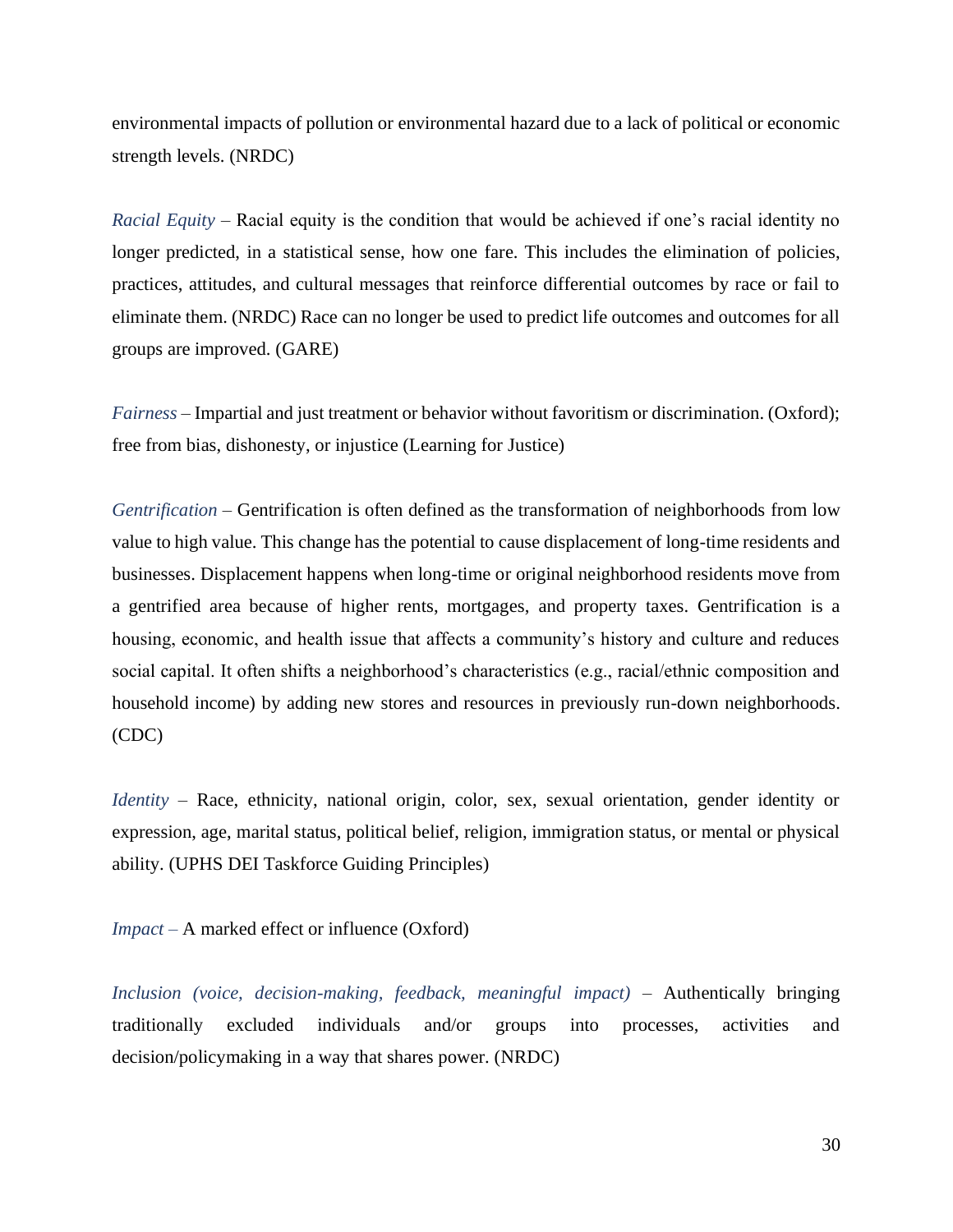environmental impacts of pollution or environmental hazard due to a lack of political or economic strength levels. (NRDC)

*Racial Equity* – Racial equity is the condition that would be achieved if one's racial identity no longer predicted, in a statistical sense, how one fare. This includes the elimination of policies, practices, attitudes, and cultural messages that reinforce differential outcomes by race or fail to eliminate them. (NRDC) Race can no longer be used to predict life outcomes and outcomes for all groups are improved. (GARE)

*Fairness* – Impartial and just treatment or behavior without favoritism or discrimination. (Oxford); free from bias, dishonesty, or injustice (Learning for Justice)

*Gentrification* – Gentrification is often defined as the transformation of neighborhoods from low value to high value. This change has the potential to cause displacement of long-time residents and businesses. Displacement happens when long-time or original neighborhood residents move from a gentrified area because of higher rents, mortgages, and property taxes. Gentrification is a housing, economic, and health issue that affects a community's history and culture and reduces social capital. It often shifts a neighborhood's characteristics (e.g., racial/ethnic composition and household income) by adding new stores and resources in previously run-down neighborhoods. (CDC)

*Identity* – Race, ethnicity, national origin, color, sex, sexual orientation, gender identity or expression, age, marital status, political belief, religion, immigration status, or mental or physical ability. (UPHS DEI Taskforce Guiding Principles)

*Impact* – A marked effect or influence (Oxford)

*Inclusion (voice, decision-making, feedback, meaningful impact)* – Authentically bringing traditionally excluded individuals and/or groups into processes, activities and decision/policymaking in a way that shares power. (NRDC)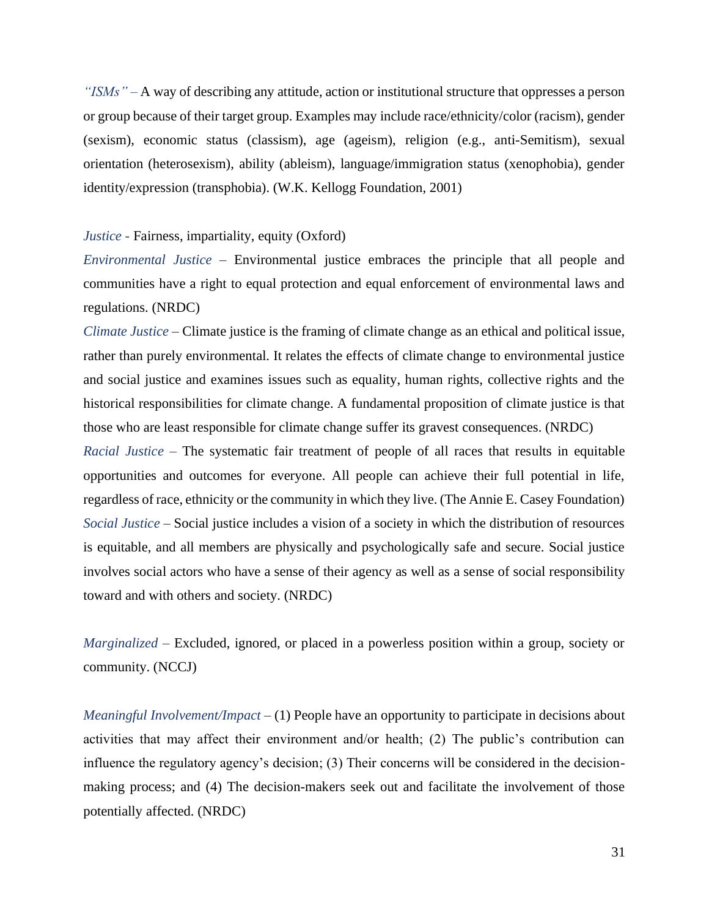*"ISMs"* – A way of describing any attitude, action or institutional structure that oppresses a person or group because of their target group. Examples may include race/ethnicity/color (racism), gender (sexism), economic status (classism), age (ageism), religion (e.g., anti-Semitism), sexual orientation (heterosexism), ability (ableism), language/immigration status (xenophobia), gender identity/expression (transphobia). (W.K. Kellogg Foundation, 2001)

*Justice* - Fairness, impartiality, equity (Oxford)

*Environmental Justice* – Environmental justice embraces the principle that all people and communities have a right to equal protection and equal enforcement of environmental laws and regulations. (NRDC)

*Climate Justice* – Climate justice is the framing of climate change as an ethical and political issue, rather than purely environmental. It relates the effects of climate change to environmental justice and social justice and examines issues such as equality, human rights, collective rights and the historical responsibilities for climate change. A fundamental proposition of climate justice is that those who are least responsible for climate change suffer its gravest consequences. (NRDC)

*Racial Justice* – The systematic fair treatment of people of all races that results in equitable opportunities and outcomes for everyone. All people can achieve their full potential in life, regardless of race, ethnicity or the community in which they live. (The Annie E. Casey Foundation)

*Social Justice* – Social justice includes a vision of a society in which the distribution of resources is equitable, and all members are physically and psychologically safe and secure. Social justice involves social actors who have a sense of their agency as well as a sense of social responsibility toward and with others and society. (NRDC)

*Marginalized* – Excluded, ignored, or placed in a powerless position within a group, society or community. (NCCJ)

*Meaningful Involvement/Impact* – (1) People have an opportunity to participate in decisions about activities that may affect their environment and/or health; (2) The public's contribution can influence the regulatory agency's decision; (3) Their concerns will be considered in the decision-making process; and (4) The decision-makers seek out and facilitate the involvement of those potentially affected. (NRDC)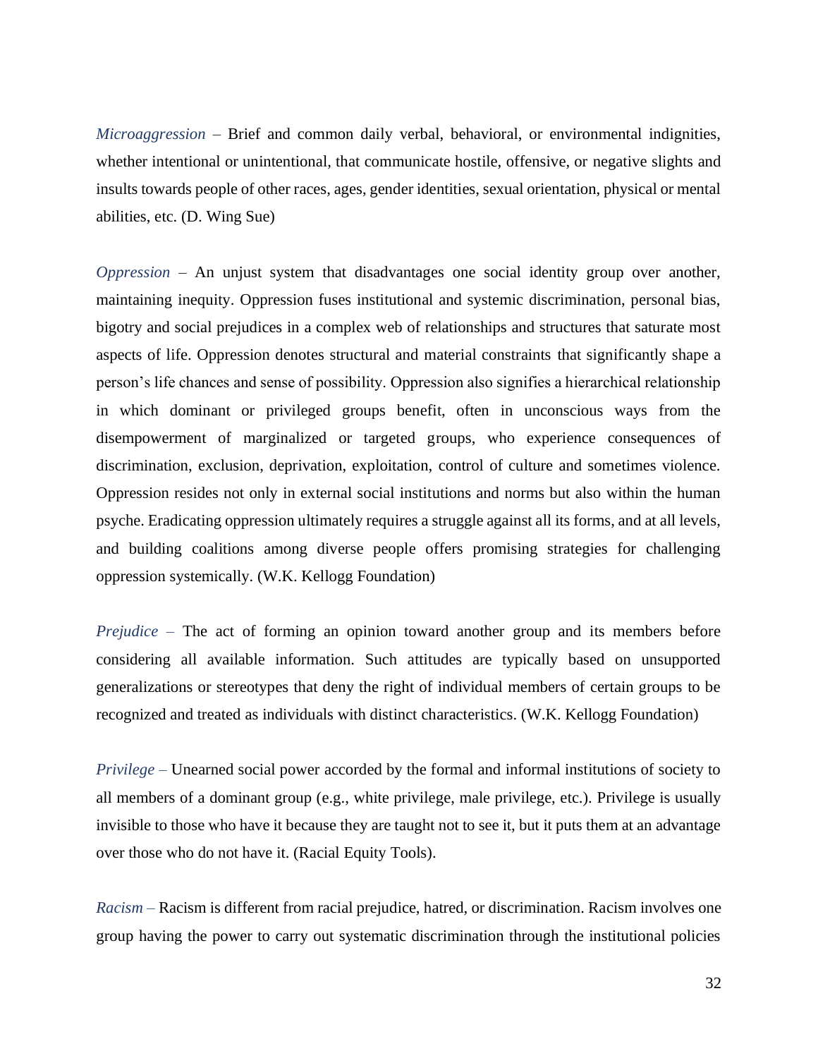*Microaggression* – Brief and common daily verbal, behavioral, or environmental indignities, whether intentional or unintentional, that communicate hostile, offensive, or negative slights and insults towards people of other races, ages, gender identities, sexual orientation, physical or mental abilities, etc. (D. Wing Sue)

*Oppression* – An unjust system that disadvantages one social identity group over another, maintaining inequity. Oppression fuses institutional and systemic discrimination, personal bias, bigotry and social prejudices in a complex web of relationships and structures that saturate most aspects of life. Oppression denotes structural and material constraints that significantly shape a person's life chances and sense of possibility. Oppression also signifies a hierarchical relationship in which dominant or privileged groups benefit, often in unconscious ways from the disempowerment of marginalized or targeted groups, who experience consequences of discrimination, exclusion, deprivation, exploitation, control of culture and sometimes violence. Oppression resides not only in external social institutions and norms but also within the human psyche. Eradicating oppression ultimately requires a struggle against all its forms, and at all levels, and building coalitions among diverse people offers promising strategies for challenging oppression systemically. (W.K. Kellogg Foundation)

*Prejudice* – The act of forming an opinion toward another group and its members before considering all available information. Such attitudes are typically based on unsupported generalizations or stereotypes that deny the right of individual members of certain groups to be recognized and treated as individuals with distinct characteristics. (W.K. Kellogg Foundation)

*Privilege* – Unearned social power accorded by the formal and informal institutions of society to all members of a dominant group (e.g., white privilege, male privilege, etc.). Privilege is usually invisible to those who have it because they are taught not to see it, but it puts them at an advantage over those who do not have it. (Racial Equity Tools).

*Racism* – Racism is different from racial prejudice, hatred, or discrimination. Racism involves one group having the power to carry out systematic discrimination through the institutional policies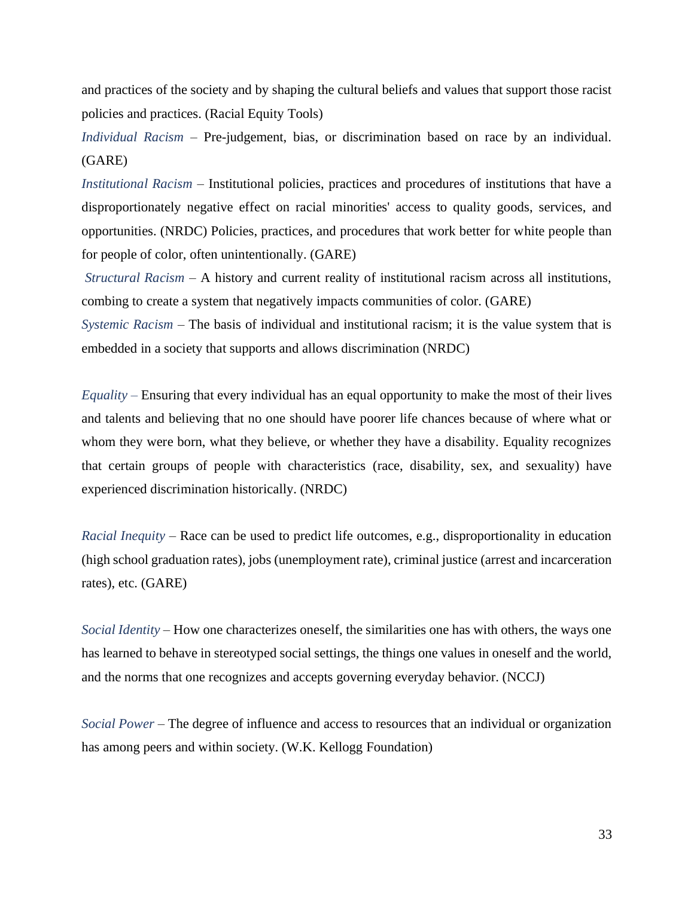and practices of the society and by shaping the cultural beliefs and values that support those racist policies and practices. (Racial Equity Tools)

*Individual Racism* – Pre-judgement, bias, or discrimination based on race by an individual. (GARE)

*Institutional Racism* – Institutional policies, practices and procedures of institutions that have a disproportionately negative effect on racial minorities' access to quality goods, services, and opportunities. (NRDC) Policies, practices, and procedures that work better for white people than for people of color, often unintentionally. (GARE)

*Structural Racism* – A history and current reality of institutional racism across all institutions, combing to create a system that negatively impacts communities of color. (GARE)

*Systemic Racism* – The basis of individual and institutional racism; it is the value system that is embedded in a society that supports and allows discrimination (NRDC)

*Equality* – Ensuring that every individual has an equal opportunity to make the most of their lives and talents and believing that no one should have poorer life chances because of where what or whom they were born, what they believe, or whether they have a disability. Equality recognizes that certain groups of people with characteristics (race, disability, sex, and sexuality) have experienced discrimination historically. (NRDC)

*Racial Inequity* – Race can be used to predict life outcomes, e.g., disproportionality in education (high school graduation rates), jobs (unemployment rate), criminal justice (arrest and incarceration rates), etc. (GARE)

*Social Identity* – How one characterizes oneself, the similarities one has with others, the ways one has learned to behave in stereotyped social settings, the things one values in oneself and the world, and the norms that one recognizes and accepts governing everyday behavior. (NCCJ)

*Social Power* – The degree of influence and access to resources that an individual or organization has among peers and within society. (W.K. Kellogg Foundation)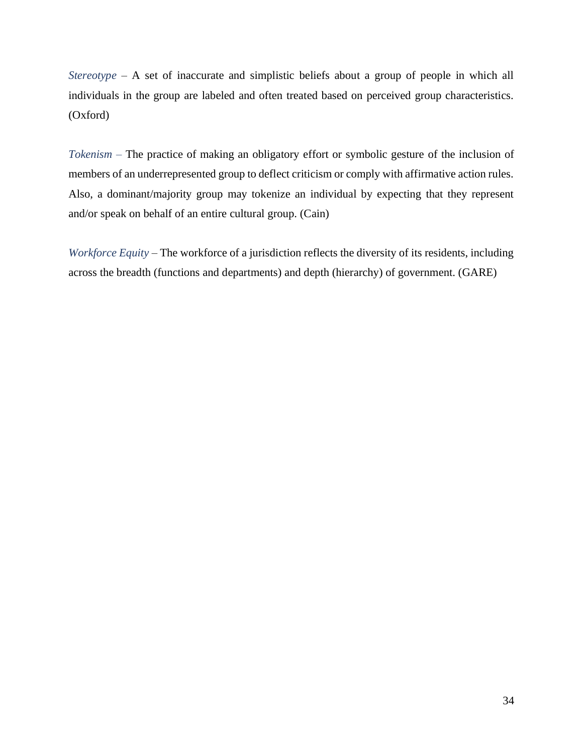*Stereotype* – A set of inaccurate and simplistic beliefs about a group of people in which all individuals in the group are labeled and often treated based on perceived group characteristics. (Oxford)

*Tokenism* – The practice of making an obligatory effort or symbolic gesture of the inclusion of members of an underrepresented group to deflect criticism or comply with affirmative action rules. Also, a dominant/majority group may tokenize an individual by expecting that they represent and/or speak on behalf of an entire cultural group. (Cain)

*Workforce Equity* – The workforce of a jurisdiction reflects the diversity of its residents, including across the breadth (functions and departments) and depth (hierarchy) of government. (GARE)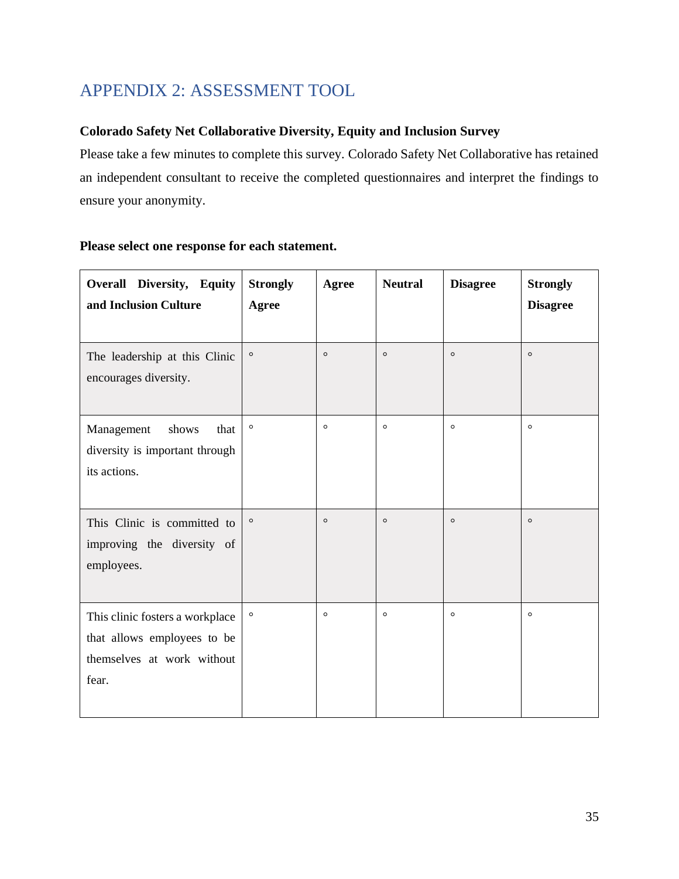# APPENDIX 2: ASSESSMENT TOOL

**Colorado Safety Net Collaborative Diversity, Equity and Inclusion Survey**

Please take a few minutes to complete this survey. Colorado Safety Net Collaborative has retained an independent consultant to receive the completed questionnaires and interpret the findings to ensure your anonymity.

**Please select one response for each statement.**

| Overall Diversity, Equity and Inclusion Culture | Strongly Agree | Agree | Neutral | Disagree | Strongly Disagree |
|---|---|---|---|---|---|
| The leadership at this Clinic encourages diversity. | ◦ | ◦ | ◦ | ◦ | ◦ |
| Management shows that diversity is important through its actions. | ◦ | ◦ | ◦ | ◦ | ◦ |
| This Clinic is committed to improving the diversity of employees. | ◦ | ◦ | ◦ | ◦ | ◦ |
| This clinic fosters a workplace that allows employees to be themselves at work without fear. | ◦ | ◦ | ◦ | ◦ | ◦ |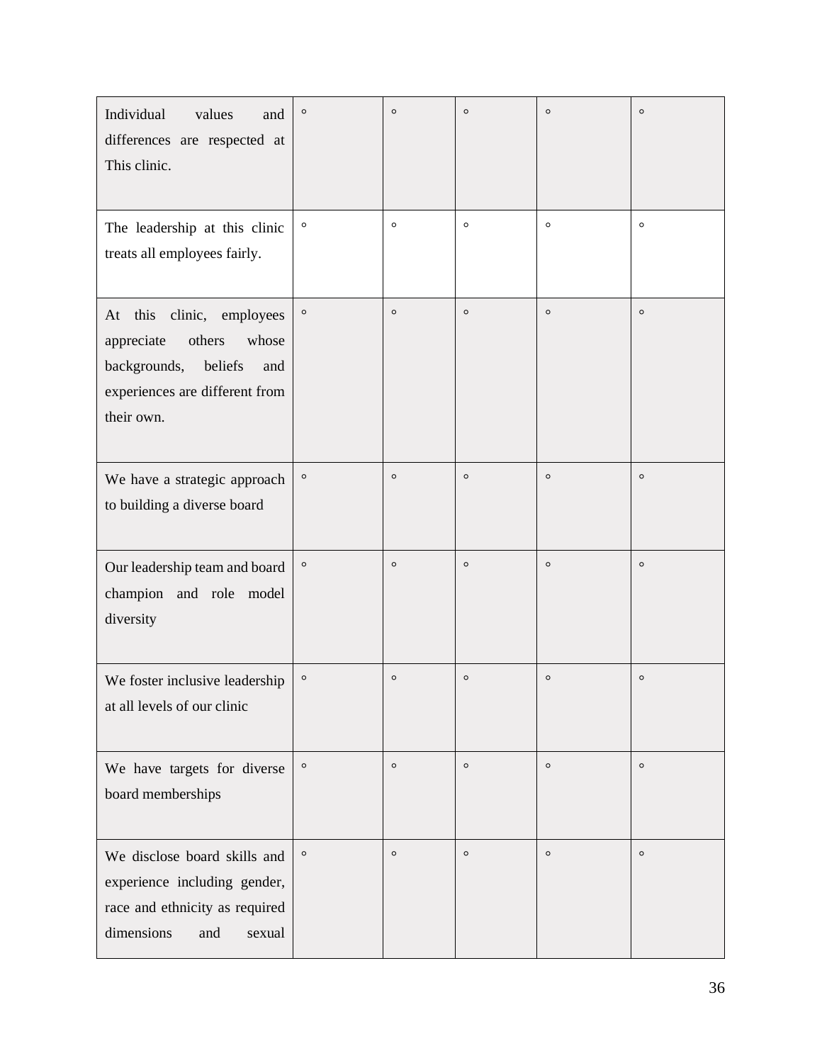| | | | | | |
|---|---|---|---|---|---|
| Individual values and differences are respected at This clinic. | ◦ | ◦ | ◦ | ◦ | ◦ |
| The leadership at this clinic treats all employees fairly. | ◦ | ◦ | ◦ | ◦ | ◦ |
| At this clinic, employees appreciate others whose backgrounds, beliefs and experiences are different from their own. | ◦ | ◦ | ◦ | ◦ | ◦ |
| We have a strategic approach to building a diverse board | ◦ | ◦ | ◦ | ◦ | ◦ |
| Our leadership team and board champion and role model diversity | ◦ | ◦ | ◦ | ◦ | ◦ |
| We foster inclusive leadership at all levels of our clinic | ◦ | ◦ | ◦ | ◦ | ◦ |
| We have targets for diverse board memberships | ◦ | ◦ | ◦ | ◦ | ◦ |
| We disclose board skills and experience including gender, race and ethnicity as required dimensions and sexual | ◦ | ◦ | ◦ | ◦ | ◦ |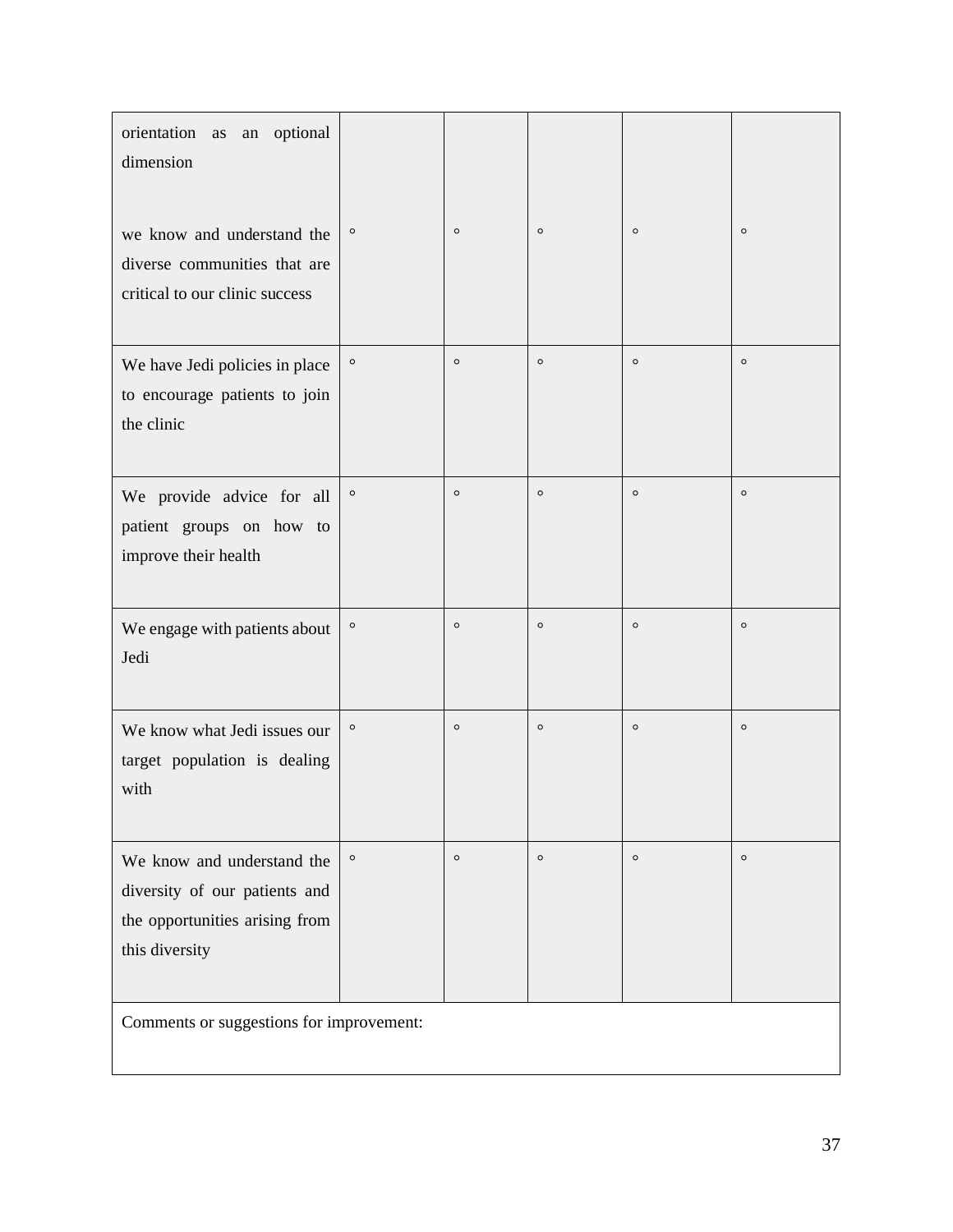| | | | | | |
|---|---|---|---|---|---|
| orientation as an optional dimension<br><br>we know and understand the diverse communities that are critical to our clinic success | ◦ | ◦ | ◦ | ◦ | ◦ |
| We have Jedi policies in place to encourage patients to join the clinic | ◦ | ◦ | ◦ | ◦ | ◦ |
| We provide advice for all patient groups on how to improve their health | ◦ | ◦ | ◦ | ◦ | ◦ |
| We engage with patients about Jedi | ◦ | ◦ | ◦ | ◦ | ◦ |
| We know what Jedi issues our target population is dealing with | ◦ | ◦ | ◦ | ◦ | ◦ |
| We know and understand the diversity of our patients and the opportunities arising from this diversity | ◦ | ◦ | ◦ | ◦ | ◦ |
| Comments or suggestions for improvement: | | | | | |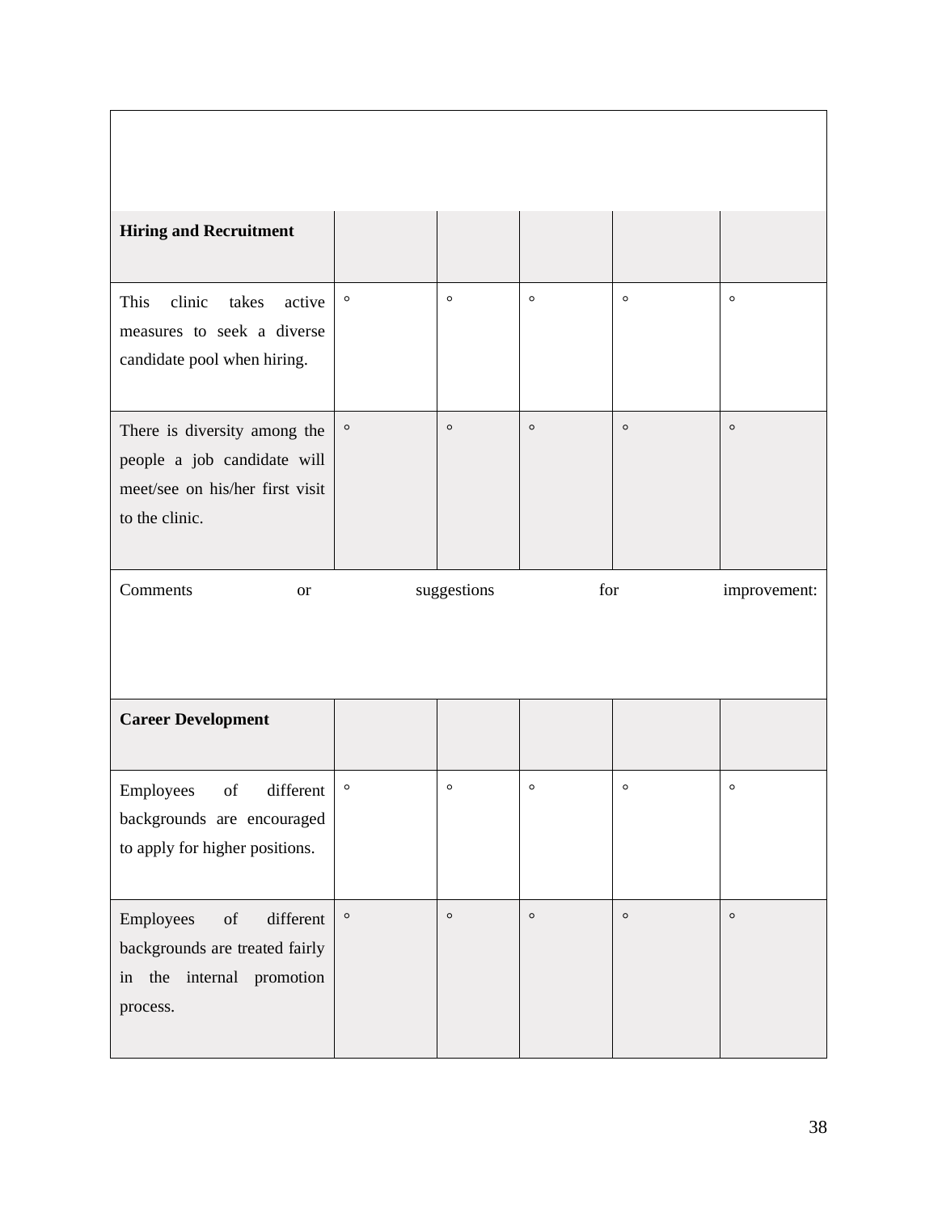| | | | | | |
|---|---|---|---|---|---|
| **Hiring and Recruitment** | | | | | |
| This clinic takes active measures to seek a diverse candidate pool when hiring. | ◦ | ◦ | ◦ | ◦ | ◦ |
| There is diversity among the people a job candidate will meet/see on his/her first visit to the clinic. | ◦ | ◦ | ◦ | ◦ | ◦ |
| Comments or suggestions for improvement: | | | | | |
| **Career Development** | | | | | |
| Employees of different backgrounds are encouraged to apply for higher positions. | ◦ | ◦ | ◦ | ◦ | ◦ |
| Employees of different backgrounds are treated fairly in the internal promotion process. | ◦ | ◦ | ◦ | ◦ | ◦ |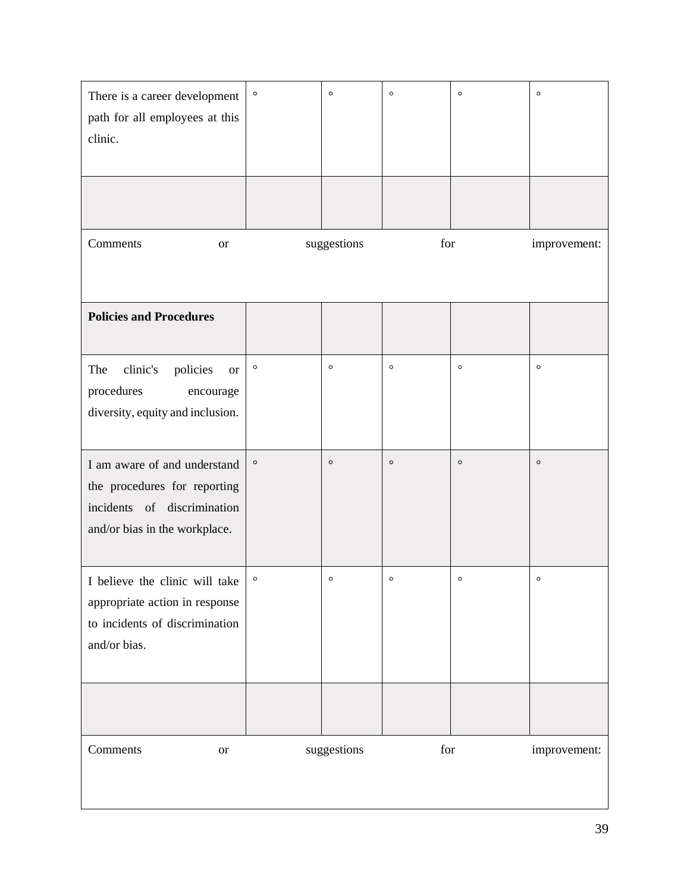| | | | | | |
|---|---|---|---|---|---|
| There is a career development path for all employees at this clinic. | ○ | ○ | ○ | ○ | ○ |
| | | | | | |
| Comments or suggestions for improvement: | | | | | |
| **Policies and Procedures** | | | | | |
| The clinic's policies or procedures encourage diversity, equity and inclusion. | ○ | ○ | ○ | ○ | ○ |
| I am aware of and understand the procedures for reporting incidents of discrimination and/or bias in the workplace. | ○ | ○ | ○ | ○ | ○ |
| I believe the clinic will take appropriate action in response to incidents of discrimination and/or bias. | ○ | ○ | ○ | ○ | ○ |
| | | | | | |
| Comments or suggestions for improvement: | | | | | |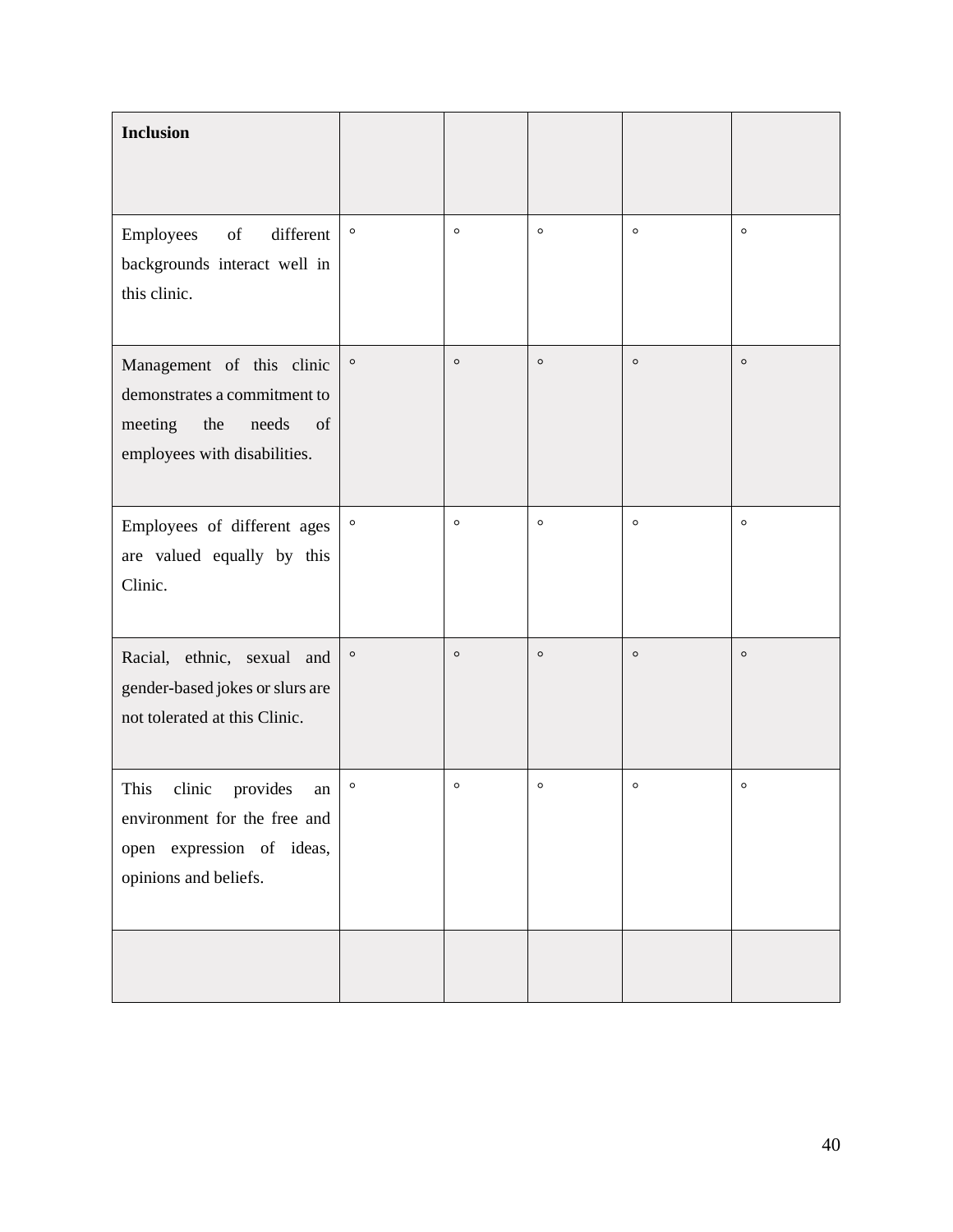| **Inclusion** | | | | | |
|---|---|---|---|---|---|
| Employees of different backgrounds interact well in this clinic. | ∘ | ∘ | ∘ | ∘ | ∘ |
| Management of this clinic demonstrates a commitment to meeting the needs of employees with disabilities. | ∘ | ∘ | ∘ | ∘ | ∘ |
| Employees of different ages are valued equally by this Clinic. | ∘ | ∘ | ∘ | ∘ | ∘ |
| Racial, ethnic, sexual and gender-based jokes or slurs are not tolerated at this Clinic. | ∘ | ∘ | ∘ | ∘ | ∘ |
| This clinic provides an environment for the free and open expression of ideas, opinions and beliefs. | ∘ | ∘ | ∘ | ∘ | ∘ |
| | | | | | |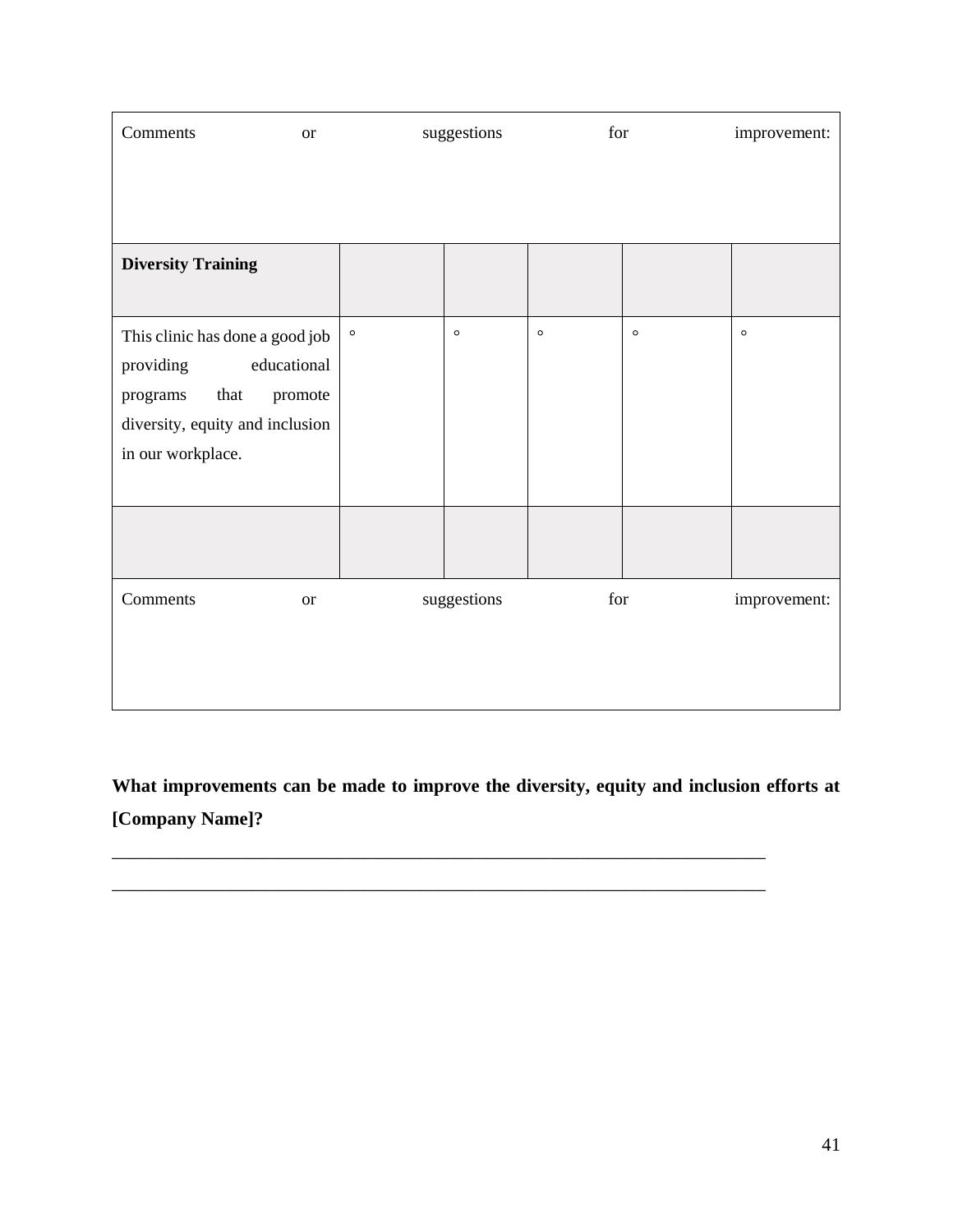| Comments or suggestions for improvement: | | | | | |
|---|---|---|---|---|---|
| **Diversity Training** | | | | | |
| This clinic has done a good job providing educational programs that promote diversity, equity and inclusion in our workplace. | ◦ | ◦ | ◦ | ◦ | ◦ |
| | | | | | |
| Comments or suggestions for improvement: | | | | | |

**What improvements can be made to improve the diversity, equity and inclusion efforts at [Company Name]?**

_______________________________________________________________________

_______________________________________________________________________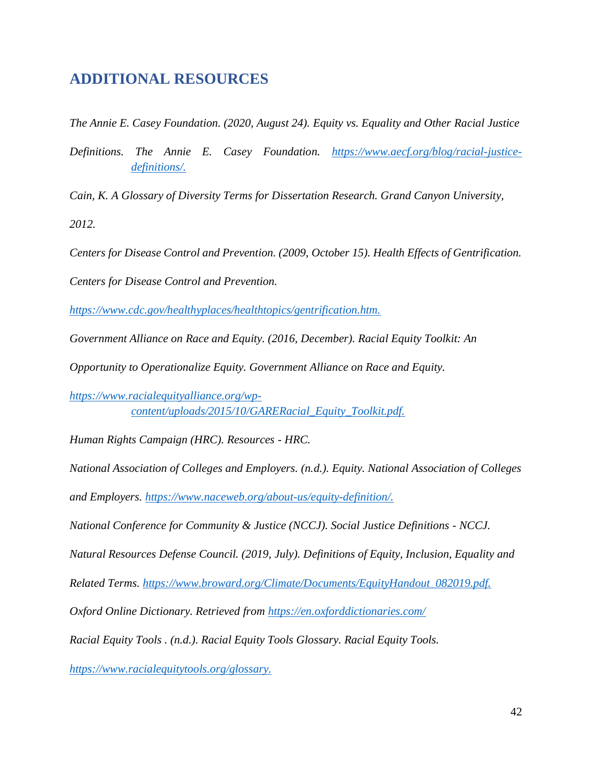## ADDITIONAL RESOURCES

*The Annie E. Casey Foundation. (2020, August 24). Equity vs. Equality and Other Racial Justice Definitions. The Annie E. Casey Foundation. [https://www.aecf.org/blog/racial-justice-definitions/.](https://www.aecf.org/blog/racial-justice-definitions/)*

*Cain, K. A Glossary of Diversity Terms for Dissertation Research. Grand Canyon University, 2012.*

*Centers for Disease Control and Prevention. (2009, October 15). Health Effects of Gentrification. Centers for Disease Control and Prevention. [https://www.cdc.gov/healthyplaces/healthtopics/gentrification.htm.](https://www.cdc.gov/healthyplaces/healthtopics/gentrification.htm)*

*Government Alliance on Race and Equity. (2016, December). Racial Equity Toolkit: An Opportunity to Operationalize Equity. Government Alliance on Race and Equity. [https://www.racialequityalliance.org/wp-content/uploads/2015/10/GARERacial_Equity_Toolkit.pdf.](https://www.racialequityalliance.org/wp-content/uploads/2015/10/GARERacial_Equity_Toolkit.pdf)*

*Human Rights Campaign (HRC). Resources - HRC.*

*National Association of Colleges and Employers. (n.d.). Equity. National Association of Colleges and Employers. [https://www.naceweb.org/about-us/equity-definition/.](https://www.naceweb.org/about-us/equity-definition/)*

*National Conference for Community & Justice (NCCJ). Social Justice Definitions - NCCJ.*

*Natural Resources Defense Council. (2019, July). Definitions of Equity, Inclusion, Equality and Related Terms. [https://www.broward.org/Climate/Documents/EquityHandout_082019.pdf.](https://www.broward.org/Climate/Documents/EquityHandout_082019.pdf)*

*Oxford Online Dictionary. Retrieved from [https://en.oxforddictionaries.com/](https://en.oxforddictionaries.com/)*

*Racial Equity Tools . (n.d.). Racial Equity Tools Glossary. Racial Equity Tools. [https://www.racialequitytools.org/glossary.](https://www.racialequitytools.org/glossary)*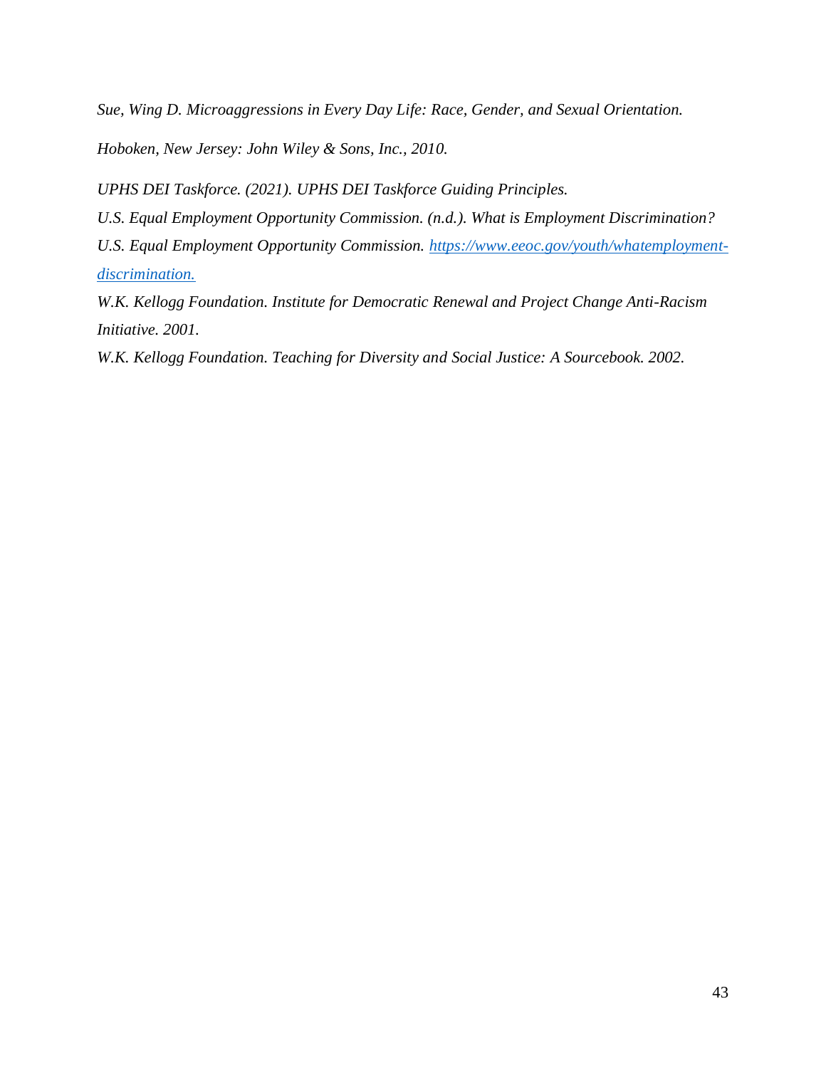*Sue, Wing D. Microaggressions in Every Day Life: Race, Gender, and Sexual Orientation.*

*Hoboken, New Jersey: John Wiley & Sons, Inc., 2010.*

*UPHS DEI Taskforce. (2021). UPHS DEI Taskforce Guiding Principles.*

*U.S. Equal Employment Opportunity Commission. (n.d.). What is Employment Discrimination? U.S. Equal Employment Opportunity Commission. [https://www.eeoc.gov/youth/whatemployment-discrimination.](https://www.eeoc.gov/youth/whatemployment-discrimination)*

*W.K. Kellogg Foundation. Institute for Democratic Renewal and Project Change Anti-Racism Initiative. 2001.*

*W.K. Kellogg Foundation. Teaching for Diversity and Social Justice: A Sourcebook. 2002.*